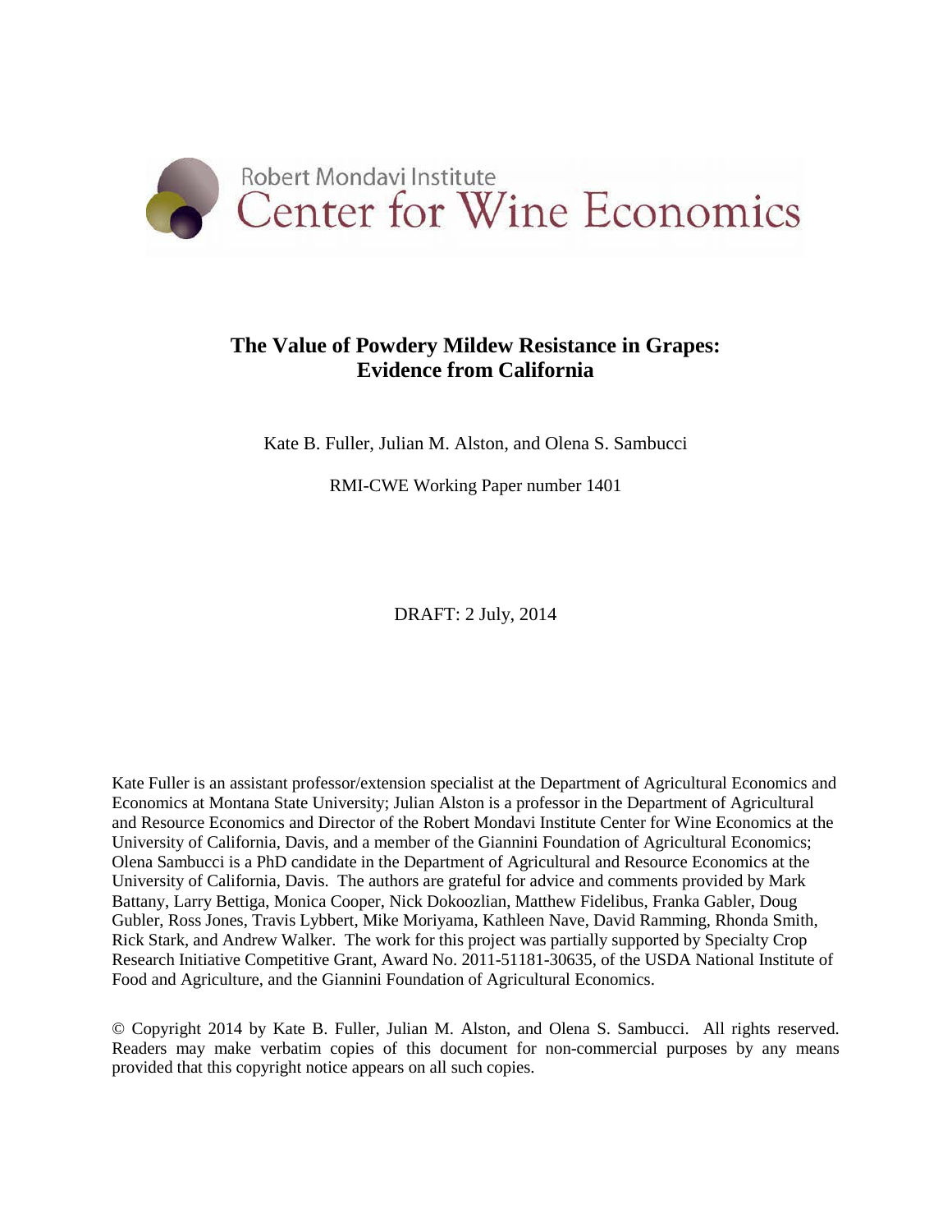Robert Mondavi Institute
Center for Wine Economics

# The Value of Powdery Mildew Resistance in Grapes: Evidence from California

Kate B. Fuller, Julian M. Alston, and Olena S. Sambucci

RMI-CWE Working Paper number 1401

DRAFT: 2 July, 2014

Kate Fuller is an assistant professor/extension specialist at the Department of Agricultural Economics and Economics at Montana State University; Julian Alston is a professor in the Department of Agricultural and Resource Economics and Director of the Robert Mondavi Institute Center for Wine Economics at the University of California, Davis, and a member of the Giannini Foundation of Agricultural Economics; Olena Sambucci is a PhD candidate in the Department of Agricultural and Resource Economics at the University of California, Davis. The authors are grateful for advice and comments provided by Mark Battany, Larry Bettiga, Monica Cooper, Nick Dokoozlian, Matthew Fidelibus, Franka Gabler, Doug Gubler, Ross Jones, Travis Lybbert, Mike Moriyama, Kathleen Nave, David Ramming, Rhonda Smith, Rick Stark, and Andrew Walker. The work for this project was partially supported by Specialty Crop Research Initiative Competitive Grant, Award No. 2011-51181-30635, of the USDA National Institute of Food and Agriculture, and the Giannini Foundation of Agricultural Economics.

© Copyright 2014 by Kate B. Fuller, Julian M. Alston, and Olena S. Sambucci. All rights reserved. Readers may make verbatim copies of this document for non-commercial purposes by any means provided that this copyright notice appears on all such copies.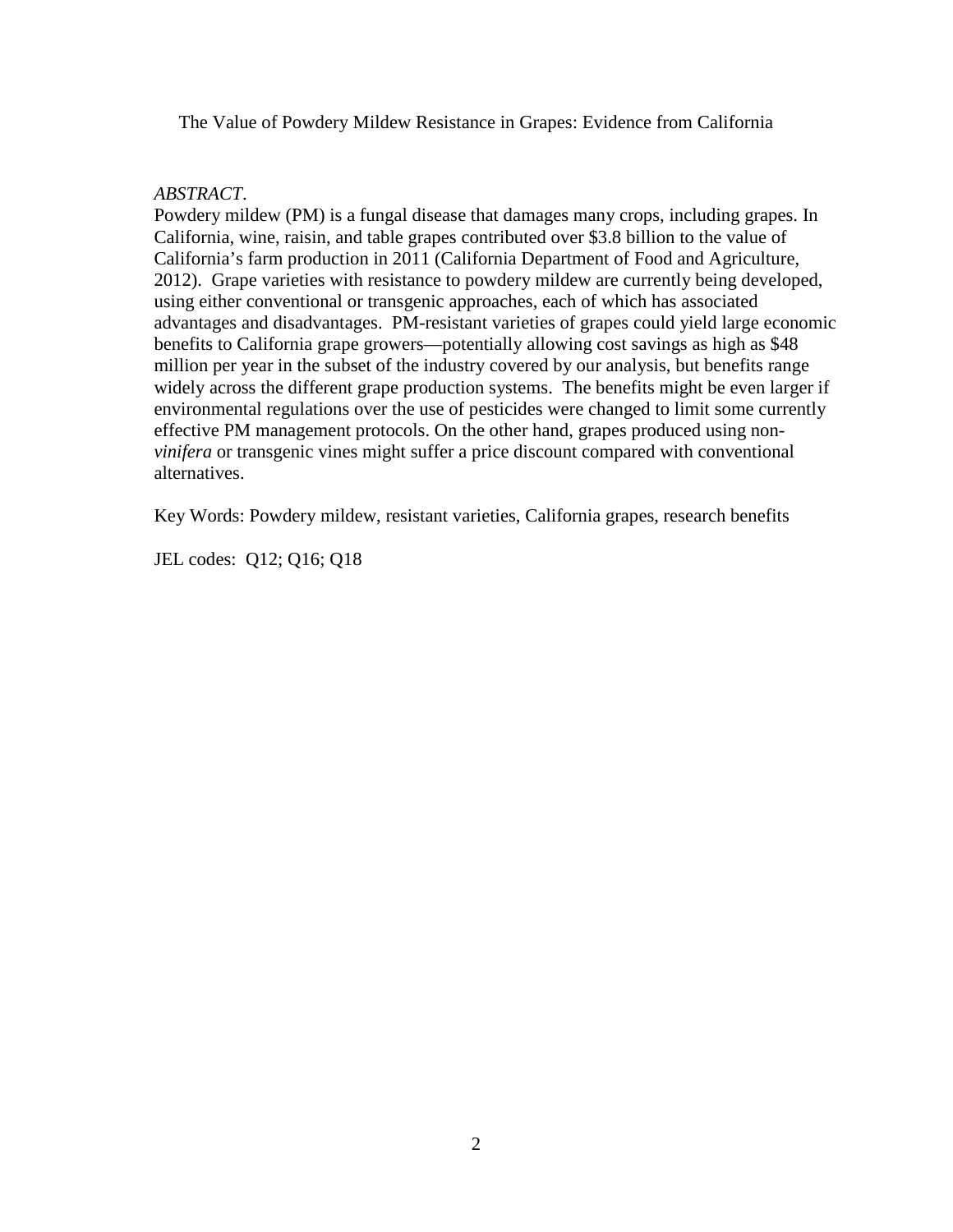# The Value of Powdery Mildew Resistance in Grapes: Evidence from California

*ABSTRACT*.

Powdery mildew (PM) is a fungal disease that damages many crops, including grapes. In California, wine, raisin, and table grapes contributed over $3.8 billion to the value of California's farm production in 2011 (California Department of Food and Agriculture, 2012). Grape varieties with resistance to powdery mildew are currently being developed, using either conventional or transgenic approaches, each of which has associated advantages and disadvantages. PM-resistant varieties of grapes could yield large economic benefits to California grape growers—potentially allowing cost savings as high as $48 million per year in the subset of the industry covered by our analysis, but benefits range widely across the different grape production systems. The benefits might be even larger if environmental regulations over the use of pesticides were changed to limit some currently effective PM management protocols. On the other hand, grapes produced using non-*vinifera* or transgenic vines might suffer a price discount compared with conventional alternatives.

Key Words: Powdery mildew, resistant varieties, California grapes, research benefits

JEL codes: Q12; Q16; Q18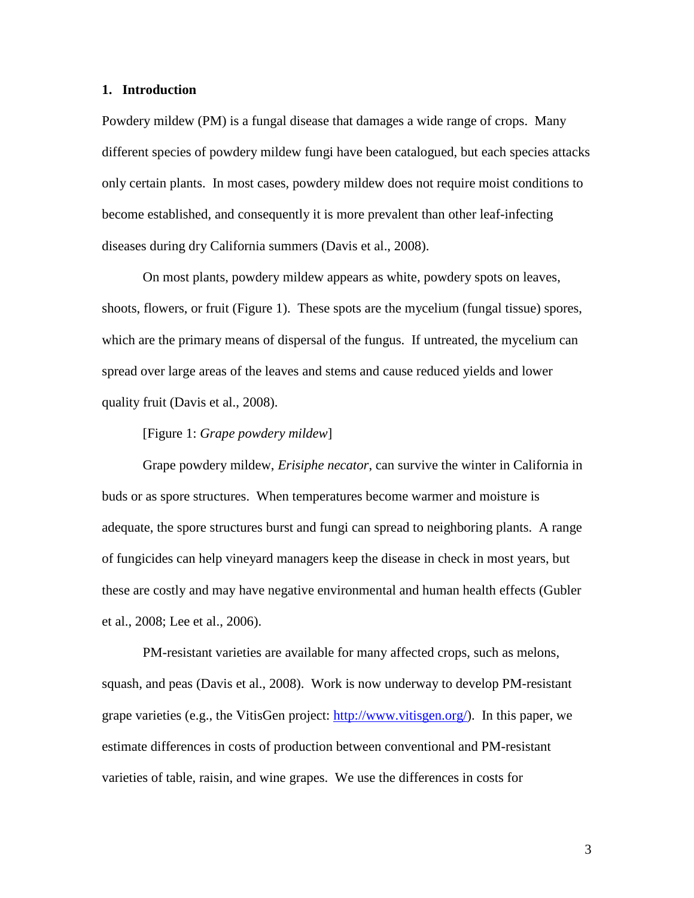## 1. Introduction

Powdery mildew (PM) is a fungal disease that damages a wide range of crops. Many different species of powdery mildew fungi have been catalogued, but each species attacks only certain plants. In most cases, powdery mildew does not require moist conditions to become established, and consequently it is more prevalent than other leaf-infecting diseases during dry California summers (Davis et al., 2008).

On most plants, powdery mildew appears as white, powdery spots on leaves, shoots, flowers, or fruit (Figure 1). These spots are the mycelium (fungal tissue) spores, which are the primary means of dispersal of the fungus. If untreated, the mycelium can spread over large areas of the leaves and stems and cause reduced yields and lower quality fruit (Davis et al., 2008).

[Figure 1: *Grape powdery mildew*]

Grape powdery mildew, *Erisiphe necator*, can survive the winter in California in buds or as spore structures. When temperatures become warmer and moisture is adequate, the spore structures burst and fungi can spread to neighboring plants. A range of fungicides can help vineyard managers keep the disease in check in most years, but these are costly and may have negative environmental and human health effects (Gubler et al., 2008; Lee et al., 2006).

PM-resistant varieties are available for many affected crops, such as melons, squash, and peas (Davis et al., 2008). Work is now underway to develop PM-resistant grape varieties (e.g., the VitisGen project: http://www.vitisgen.org/). In this paper, we estimate differences in costs of production between conventional and PM-resistant varieties of table, raisin, and wine grapes. We use the differences in costs for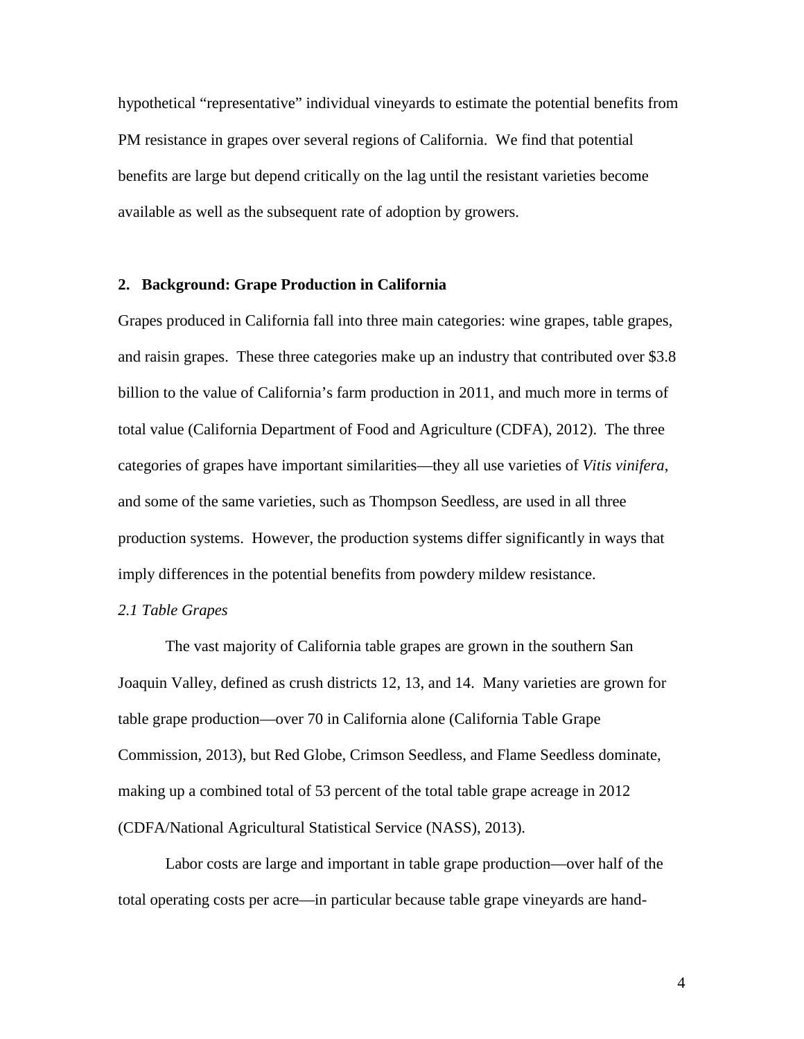hypothetical "representative" individual vineyards to estimate the potential benefits from PM resistance in grapes over several regions of California. We find that potential benefits are large but depend critically on the lag until the resistant varieties become available as well as the subsequent rate of adoption by growers.

## 2. Background: Grape Production in California

Grapes produced in California fall into three main categories: wine grapes, table grapes, and raisin grapes. These three categories make up an industry that contributed over $3.8 billion to the value of California's farm production in 2011, and much more in terms of total value (California Department of Food and Agriculture (CDFA), 2012). The three categories of grapes have important similarities—they all use varieties of *Vitis vinifera*, and some of the same varieties, such as Thompson Seedless, are used in all three production systems. However, the production systems differ significantly in ways that imply differences in the potential benefits from powdery mildew resistance.

### *2.1 Table Grapes*

The vast majority of California table grapes are grown in the southern San Joaquin Valley, defined as crush districts 12, 13, and 14. Many varieties are grown for table grape production—over 70 in California alone (California Table Grape Commission, 2013), but Red Globe, Crimson Seedless, and Flame Seedless dominate, making up a combined total of 53 percent of the total table grape acreage in 2012 (CDFA/National Agricultural Statistical Service (NASS), 2013).

Labor costs are large and important in table grape production—over half of the total operating costs per acre—in particular because table grape vineyards are hand-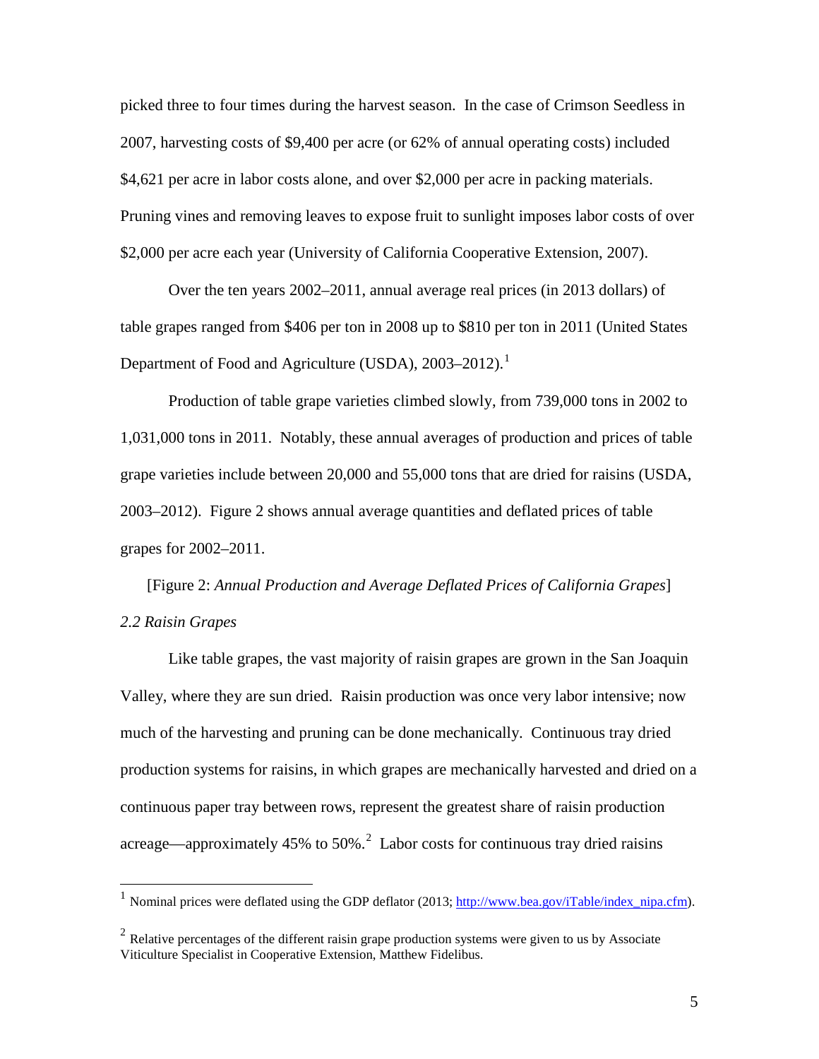picked three to four times during the harvest season. In the case of Crimson Seedless in 2007, harvesting costs of $9,400 per acre (or 62% of annual operating costs) included $4,621 per acre in labor costs alone, and over $2,000 per acre in packing materials. Pruning vines and removing leaves to expose fruit to sunlight imposes labor costs of over $2,000 per acre each year (University of California Cooperative Extension, 2007).

Over the ten years 2002–2011, annual average real prices (in 2013 dollars) of table grapes ranged from $406 per ton in 2008 up to $810 per ton in 2011 (United States Department of Food and Agriculture (USDA), 2003–2012).[1]

Production of table grape varieties climbed slowly, from 739,000 tons in 2002 to 1,031,000 tons in 2011. Notably, these annual averages of production and prices of table grape varieties include between 20,000 and 55,000 tons that are dried for raisins (USDA, 2003–2012). Figure 2 shows annual average quantities and deflated prices of table grapes for 2002–2011.

[Figure 2: *Annual Production and Average Deflated Prices of California Grapes*]

*2.2 Raisin Grapes*

Like table grapes, the vast majority of raisin grapes are grown in the San Joaquin Valley, where they are sun dried. Raisin production was once very labor intensive; now much of the harvesting and pruning can be done mechanically. Continuous tray dried production systems for raisins, in which grapes are mechanically harvested and dried on a continuous paper tray between rows, represent the greatest share of raisin production acreage—approximately 45% to 50%.[2] Labor costs for continuous tray dried raisins

[1] Nominal prices were deflated using the GDP deflator (2013; http://www.bea.gov/iTable/index_nipa.cfm).

[2] Relative percentages of the different raisin grape production systems were given to us by Associate Viticulture Specialist in Cooperative Extension, Matthew Fidelibus.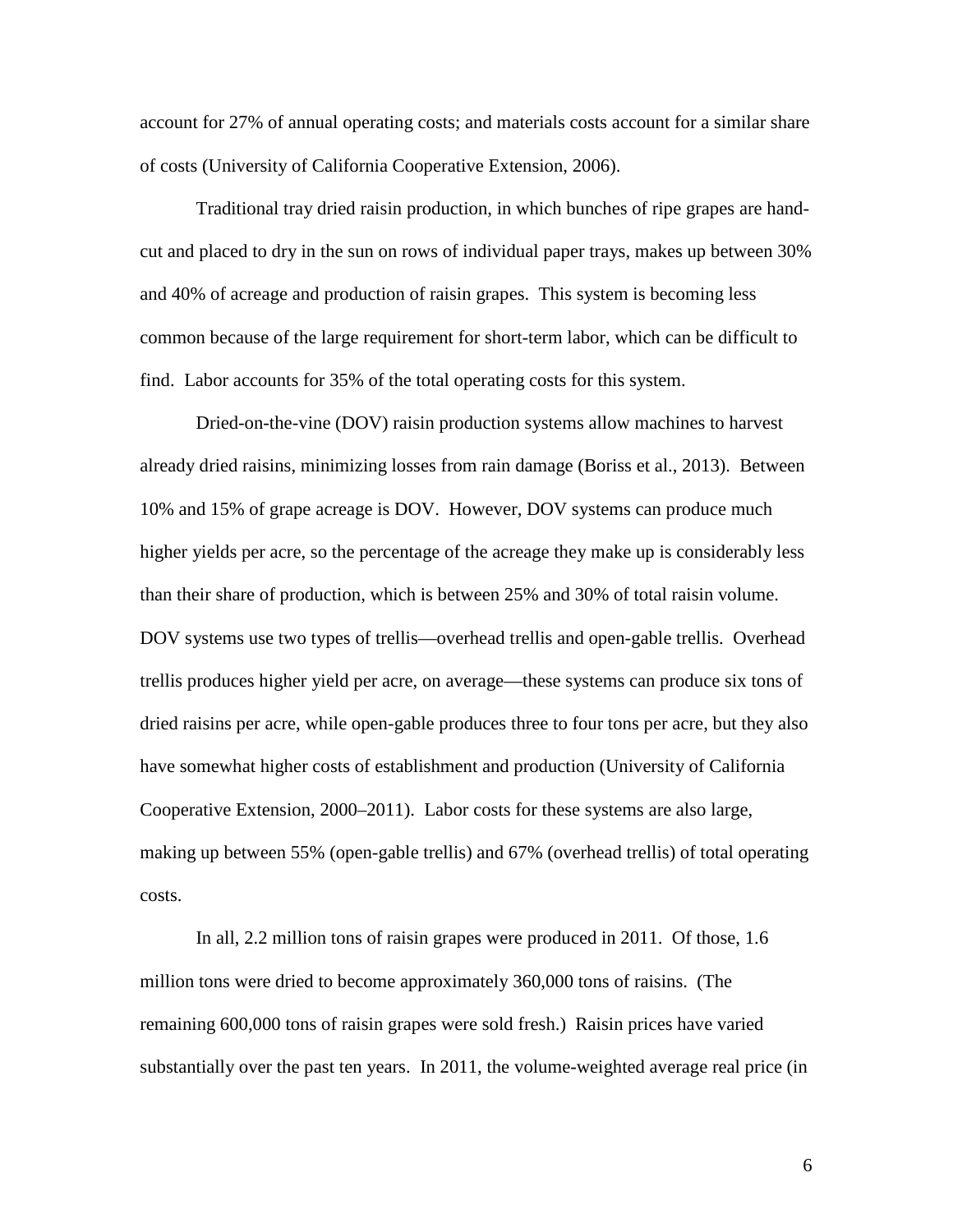account for 27% of annual operating costs; and materials costs account for a similar share of costs (University of California Cooperative Extension, 2006).

Traditional tray dried raisin production, in which bunches of ripe grapes are hand-cut and placed to dry in the sun on rows of individual paper trays, makes up between 30% and 40% of acreage and production of raisin grapes. This system is becoming less common because of the large requirement for short-term labor, which can be difficult to find. Labor accounts for 35% of the total operating costs for this system.

Dried-on-the-vine (DOV) raisin production systems allow machines to harvest already dried raisins, minimizing losses from rain damage (Boriss et al., 2013). Between 10% and 15% of grape acreage is DOV. However, DOV systems can produce much higher yields per acre, so the percentage of the acreage they make up is considerably less than their share of production, which is between 25% and 30% of total raisin volume. DOV systems use two types of trellis—overhead trellis and open-gable trellis. Overhead trellis produces higher yield per acre, on average—these systems can produce six tons of dried raisins per acre, while open-gable produces three to four tons per acre, but they also have somewhat higher costs of establishment and production (University of California Cooperative Extension, 2000–2011). Labor costs for these systems are also large, making up between 55% (open-gable trellis) and 67% (overhead trellis) of total operating costs.

In all, 2.2 million tons of raisin grapes were produced in 2011. Of those, 1.6 million tons were dried to become approximately 360,000 tons of raisins. (The remaining 600,000 tons of raisin grapes were sold fresh.) Raisin prices have varied substantially over the past ten years. In 2011, the volume-weighted average real price (in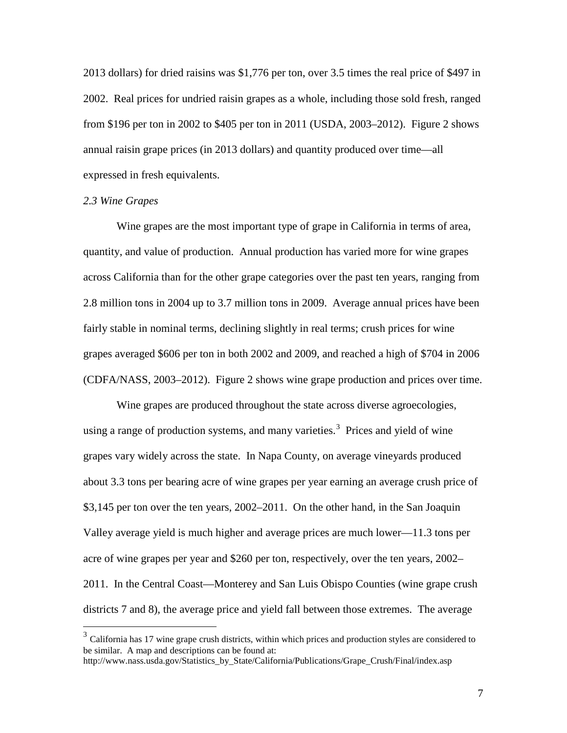2013 dollars) for dried raisins was $1,776 per ton, over 3.5 times the real price of $497 in 2002. Real prices for undried raisin grapes as a whole, including those sold fresh, ranged from $196 per ton in 2002 to $405 per ton in 2011 (USDA, 2003–2012). Figure 2 shows annual raisin grape prices (in 2013 dollars) and quantity produced over time—all expressed in fresh equivalents.

### *2.3 Wine Grapes*

Wine grapes are the most important type of grape in California in terms of area, quantity, and value of production. Annual production has varied more for wine grapes across California than for the other grape categories over the past ten years, ranging from 2.8 million tons in 2004 up to 3.7 million tons in 2009. Average annual prices have been fairly stable in nominal terms, declining slightly in real terms; crush prices for wine grapes averaged $606 per ton in both 2002 and 2009, and reached a high of $704 in 2006 (CDFA/NASS, 2003–2012). Figure 2 shows wine grape production and prices over time.

Wine grapes are produced throughout the state across diverse agroecologies, using a range of production systems, and many varieties.[3] Prices and yield of wine grapes vary widely across the state. In Napa County, on average vineyards produced about 3.3 tons per bearing acre of wine grapes per year earning an average crush price of $3,145 per ton over the ten years, 2002–2011. On the other hand, in the San Joaquin Valley average yield is much higher and average prices are much lower—11.3 tons per acre of wine grapes per year and $260 per ton, respectively, over the ten years, 2002–2011. In the Central Coast—Monterey and San Luis Obispo Counties (wine grape crush districts 7 and 8), the average price and yield fall between those extremes. The average

---

[3] California has 17 wine grape crush districts, within which prices and production styles are considered to be similar. A map and descriptions can be found at: http://www.nass.usda.gov/Statistics_by_State/California/Publications/Grape_Crush/Final/index.asp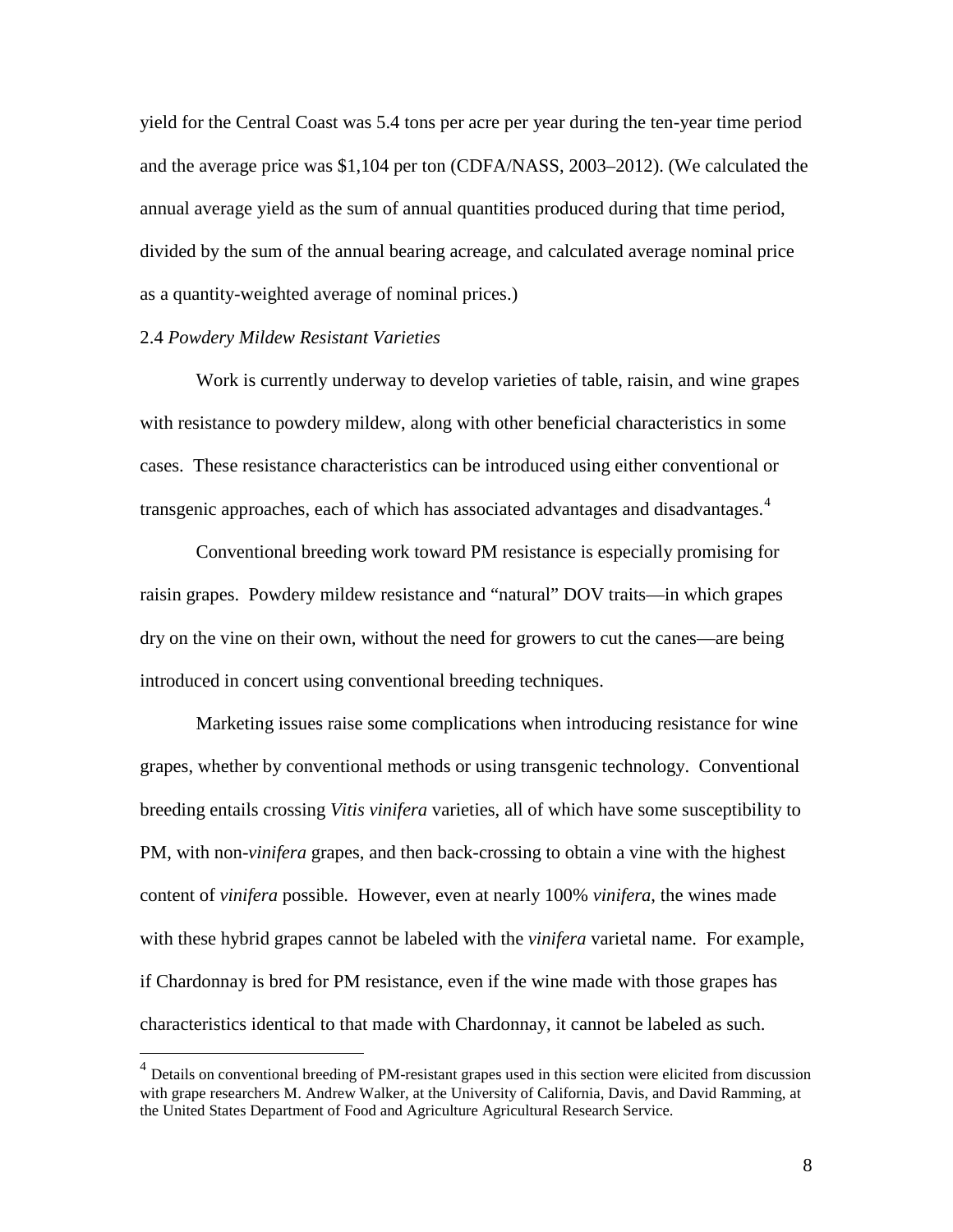yield for the Central Coast was 5.4 tons per acre per year during the ten-year time period and the average price was $1,104 per ton (CDFA/NASS, 2003–2012). (We calculated the annual average yield as the sum of annual quantities produced during that time period, divided by the sum of the annual bearing acreage, and calculated average nominal price as a quantity-weighted average of nominal prices.)

### 2.4 *Powdery Mildew Resistant Varieties*

Work is currently underway to develop varieties of table, raisin, and wine grapes with resistance to powdery mildew, along with other beneficial characteristics in some cases. These resistance characteristics can be introduced using either conventional or transgenic approaches, each of which has associated advantages and disadvantages.[4]

Conventional breeding work toward PM resistance is especially promising for raisin grapes. Powdery mildew resistance and "natural" DOV traits—in which grapes dry on the vine on their own, without the need for growers to cut the canes—are being introduced in concert using conventional breeding techniques.

Marketing issues raise some complications when introducing resistance for wine grapes, whether by conventional methods or using transgenic technology. Conventional breeding entails crossing *Vitis vinifera* varieties, all of which have some susceptibility to PM, with non-*vinifera* grapes, and then back-crossing to obtain a vine with the highest content of *vinifera* possible. However, even at nearly 100% *vinifera*, the wines made with these hybrid grapes cannot be labeled with the *vinifera* varietal name. For example, if Chardonnay is bred for PM resistance, even if the wine made with those grapes has characteristics identical to that made with Chardonnay, it cannot be labeled as such.

---

[4] Details on conventional breeding of PM-resistant grapes used in this section were elicited from discussion with grape researchers M. Andrew Walker, at the University of California, Davis, and David Ramming, at the United States Department of Food and Agriculture Agricultural Research Service.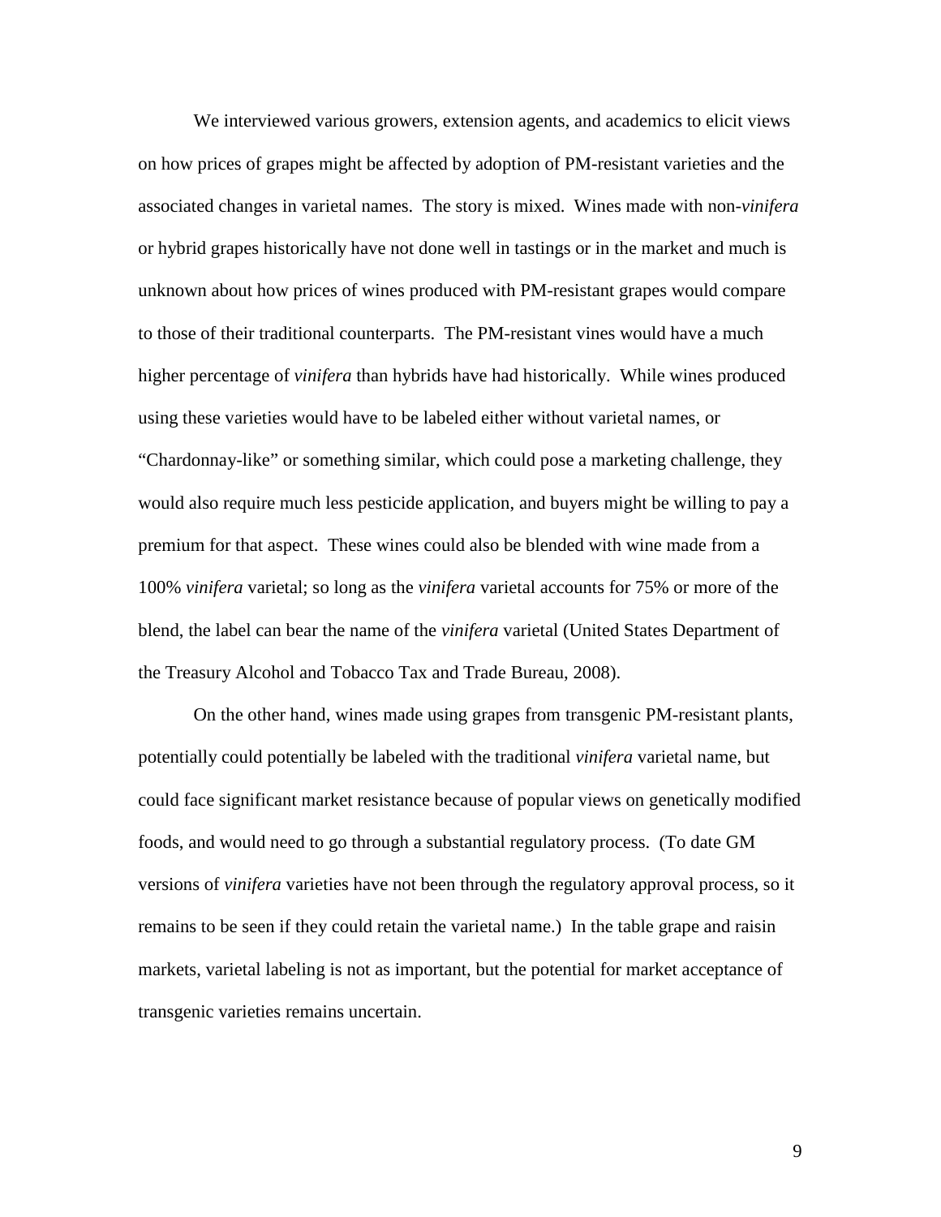We interviewed various growers, extension agents, and academics to elicit views on how prices of grapes might be affected by adoption of PM-resistant varieties and the associated changes in varietal names. The story is mixed. Wines made with non-*vinifera* or hybrid grapes historically have not done well in tastings or in the market and much is unknown about how prices of wines produced with PM-resistant grapes would compare to those of their traditional counterparts. The PM-resistant vines would have a much higher percentage of *vinifera* than hybrids have had historically. While wines produced using these varieties would have to be labeled either without varietal names, or "Chardonnay-like" or something similar, which could pose a marketing challenge, they would also require much less pesticide application, and buyers might be willing to pay a premium for that aspect. These wines could also be blended with wine made from a 100% *vinifera* varietal; so long as the *vinifera* varietal accounts for 75% or more of the blend, the label can bear the name of the *vinifera* varietal (United States Department of the Treasury Alcohol and Tobacco Tax and Trade Bureau, 2008).

On the other hand, wines made using grapes from transgenic PM-resistant plants, potentially could potentially be labeled with the traditional *vinifera* varietal name, but could face significant market resistance because of popular views on genetically modified foods, and would need to go through a substantial regulatory process. (To date GM versions of *vinifera* varieties have not been through the regulatory approval process, so it remains to be seen if they could retain the varietal name.) In the table grape and raisin markets, varietal labeling is not as important, but the potential for market acceptance of transgenic varieties remains uncertain.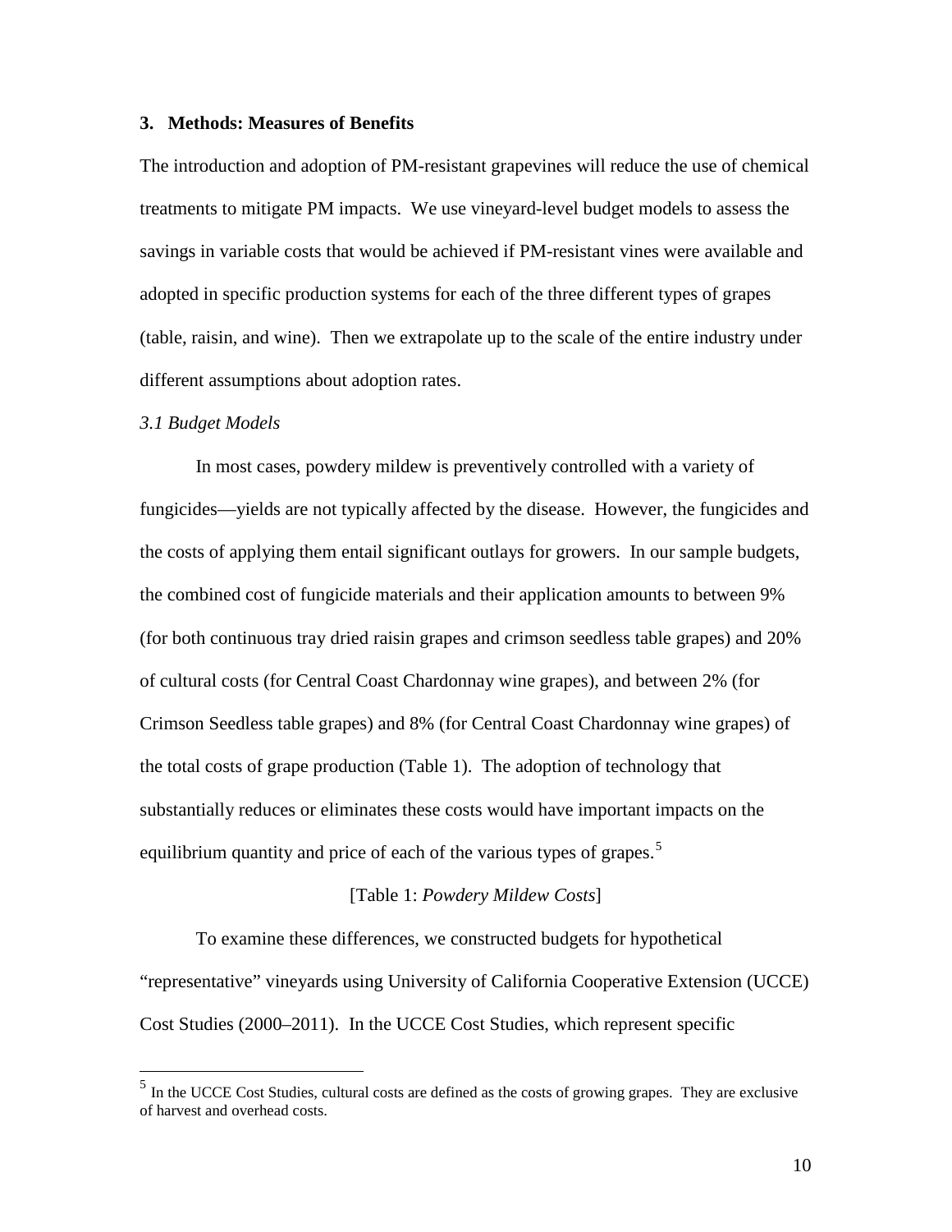## 3. Methods: Measures of Benefits

The introduction and adoption of PM-resistant grapevines will reduce the use of chemical treatments to mitigate PM impacts. We use vineyard-level budget models to assess the savings in variable costs that would be achieved if PM-resistant vines were available and adopted in specific production systems for each of the three different types of grapes (table, raisin, and wine). Then we extrapolate up to the scale of the entire industry under different assumptions about adoption rates.

### *3.1 Budget Models*

In most cases, powdery mildew is preventively controlled with a variety of fungicides—yields are not typically affected by the disease. However, the fungicides and the costs of applying them entail significant outlays for growers. In our sample budgets, the combined cost of fungicide materials and their application amounts to between 9% (for both continuous tray dried raisin grapes and crimson seedless table grapes) and 20% of cultural costs (for Central Coast Chardonnay wine grapes), and between 2% (for Crimson Seedless table grapes) and 8% (for Central Coast Chardonnay wine grapes) of the total costs of grape production (Table 1). The adoption of technology that substantially reduces or eliminates these costs would have important impacts on the equilibrium quantity and price of each of the various types of grapes.[5]

[Table 1: *Powdery Mildew Costs*]

To examine these differences, we constructed budgets for hypothetical "representative" vineyards using University of California Cooperative Extension (UCCE) Cost Studies (2000–2011). In the UCCE Cost Studies, which represent specific

[5] In the UCCE Cost Studies, cultural costs are defined as the costs of growing grapes. They are exclusive of harvest and overhead costs.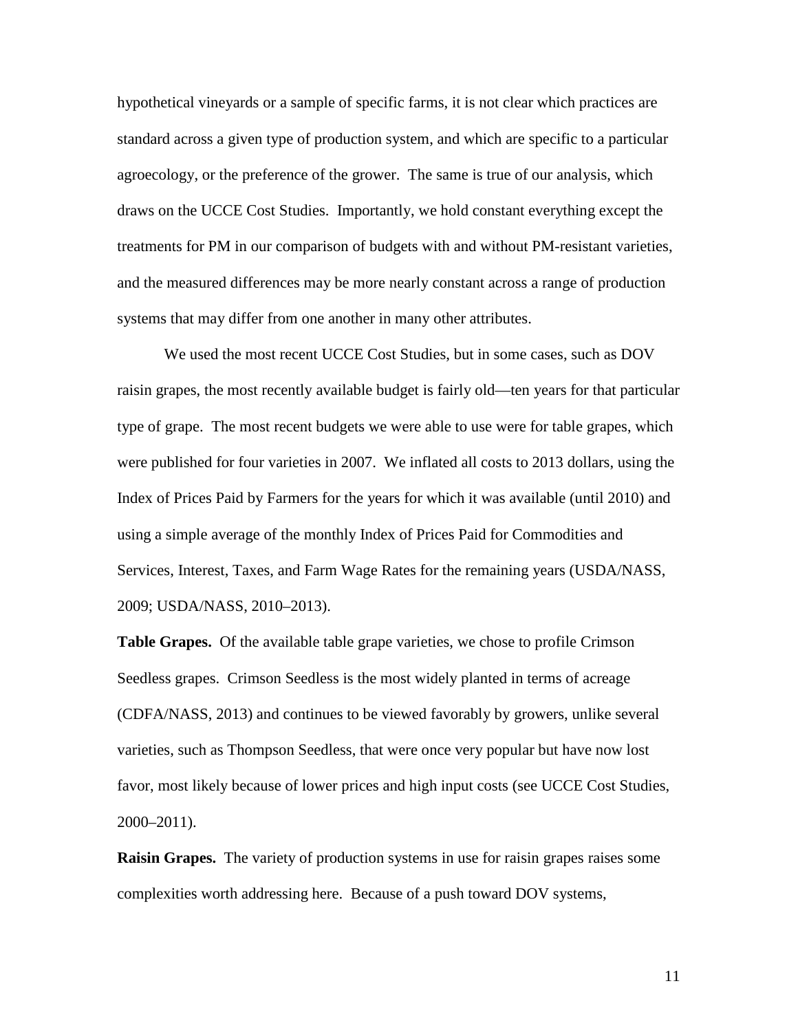hypothetical vineyards or a sample of specific farms, it is not clear which practices are standard across a given type of production system, and which are specific to a particular agroecology, or the preference of the grower. The same is true of our analysis, which draws on the UCCE Cost Studies. Importantly, we hold constant everything except the treatments for PM in our comparison of budgets with and without PM-resistant varieties, and the measured differences may be more nearly constant across a range of production systems that may differ from one another in many other attributes.

We used the most recent UCCE Cost Studies, but in some cases, such as DOV raisin grapes, the most recently available budget is fairly old—ten years for that particular type of grape. The most recent budgets we were able to use were for table grapes, which were published for four varieties in 2007. We inflated all costs to 2013 dollars, using the Index of Prices Paid by Farmers for the years for which it was available (until 2010) and using a simple average of the monthly Index of Prices Paid for Commodities and Services, Interest, Taxes, and Farm Wage Rates for the remaining years (USDA/NASS, 2009; USDA/NASS, 2010–2013).

**Table Grapes.** Of the available table grape varieties, we chose to profile Crimson Seedless grapes. Crimson Seedless is the most widely planted in terms of acreage (CDFA/NASS, 2013) and continues to be viewed favorably by growers, unlike several varieties, such as Thompson Seedless, that were once very popular but have now lost favor, most likely because of lower prices and high input costs (see UCCE Cost Studies, 2000–2011).

**Raisin Grapes.** The variety of production systems in use for raisin grapes raises some complexities worth addressing here. Because of a push toward DOV systems,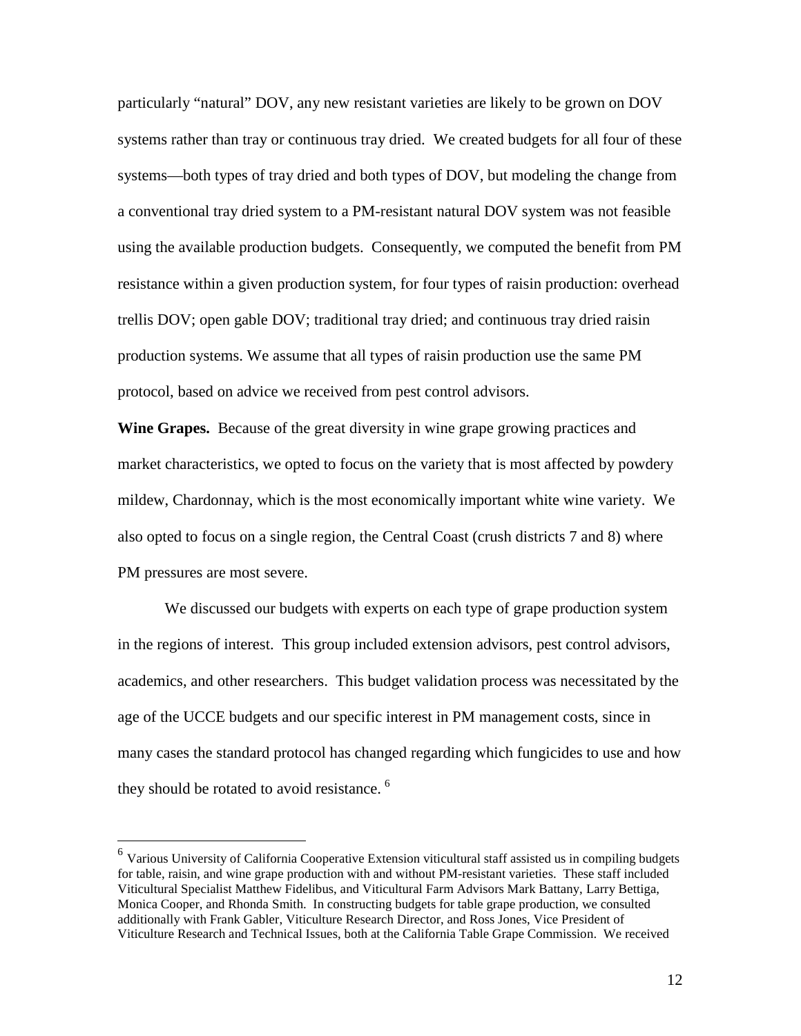particularly "natural" DOV, any new resistant varieties are likely to be grown on DOV systems rather than tray or continuous tray dried. We created budgets for all four of these systems—both types of tray dried and both types of DOV, but modeling the change from a conventional tray dried system to a PM-resistant natural DOV system was not feasible using the available production budgets. Consequently, we computed the benefit from PM resistance within a given production system, for four types of raisin production: overhead trellis DOV; open gable DOV; traditional tray dried; and continuous tray dried raisin production systems. We assume that all types of raisin production use the same PM protocol, based on advice we received from pest control advisors.

**Wine Grapes.** Because of the great diversity in wine grape growing practices and market characteristics, we opted to focus on the variety that is most affected by powdery mildew, Chardonnay, which is the most economically important white wine variety. We also opted to focus on a single region, the Central Coast (crush districts 7 and 8) where PM pressures are most severe.

We discussed our budgets with experts on each type of grape production system in the regions of interest. This group included extension advisors, pest control advisors, academics, and other researchers. This budget validation process was necessitated by the age of the UCCE budgets and our specific interest in PM management costs, since in many cases the standard protocol has changed regarding which fungicides to use and how they should be rotated to avoid resistance. [6]

---

[6] Various University of California Cooperative Extension viticultural staff assisted us in compiling budgets for table, raisin, and wine grape production with and without PM-resistant varieties. These staff included Viticultural Specialist Matthew Fidelibus, and Viticultural Farm Advisors Mark Battany, Larry Bettiga, Monica Cooper, and Rhonda Smith. In constructing budgets for table grape production, we consulted additionally with Frank Gabler, Viticulture Research Director, and Ross Jones, Vice President of Viticulture Research and Technical Issues, both at the California Table Grape Commission. We received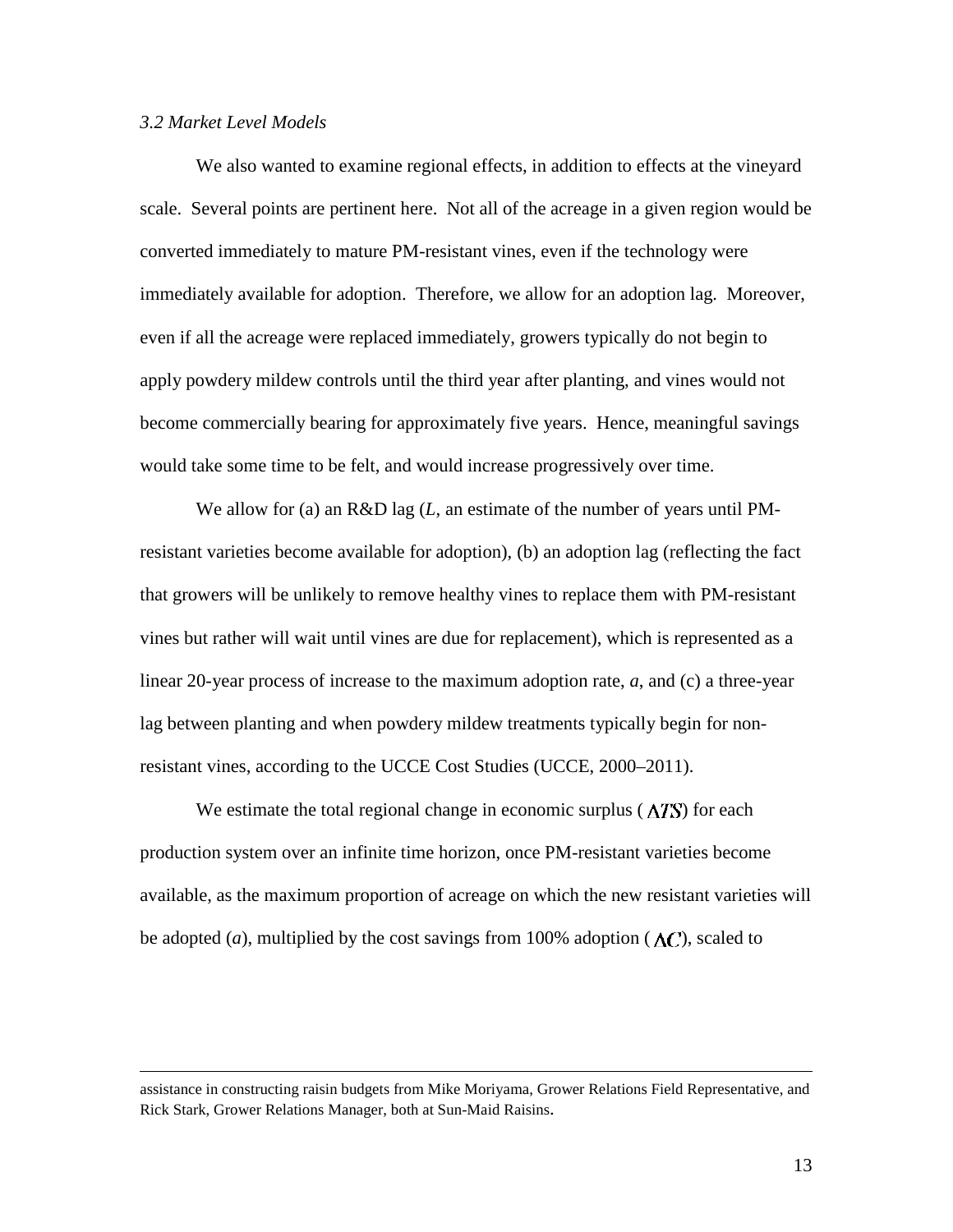*3.2 Market Level Models*

We also wanted to examine regional effects, in addition to effects at the vineyard scale. Several points are pertinent here. Not all of the acreage in a given region would be converted immediately to mature PM-resistant vines, even if the technology were immediately available for adoption. Therefore, we allow for an adoption lag. Moreover, even if all the acreage were replaced immediately, growers typically do not begin to apply powdery mildew controls until the third year after planting, and vines would not become commercially bearing for approximately five years. Hence, meaningful savings would take some time to be felt, and would increase progressively over time.

We allow for (a) an R&D lag (*L*, an estimate of the number of years until PM-resistant varieties become available for adoption), (b) an adoption lag (reflecting the fact that growers will be unlikely to remove healthy vines to replace them with PM-resistant vines but rather will wait until vines are due for replacement), which is represented as a linear 20-year process of increase to the maximum adoption rate, *a*, and (c) a three-year lag between planting and when powdery mildew treatments typically begin for non-resistant vines, according to the UCCE Cost Studies (UCCE, 2000–2011).

We estimate the total regional change in economic surplus ($\Delta TS$) for each production system over an infinite time horizon, once PM-resistant varieties become available, as the maximum proportion of acreage on which the new resistant varieties will be adopted (*a*), multiplied by the cost savings from 100% adoption ($\Delta C$), scaled to

assistance in constructing raisin budgets from Mike Moriyama, Grower Relations Field Representative, and Rick Stark, Grower Relations Manager, both at Sun-Maid Raisins.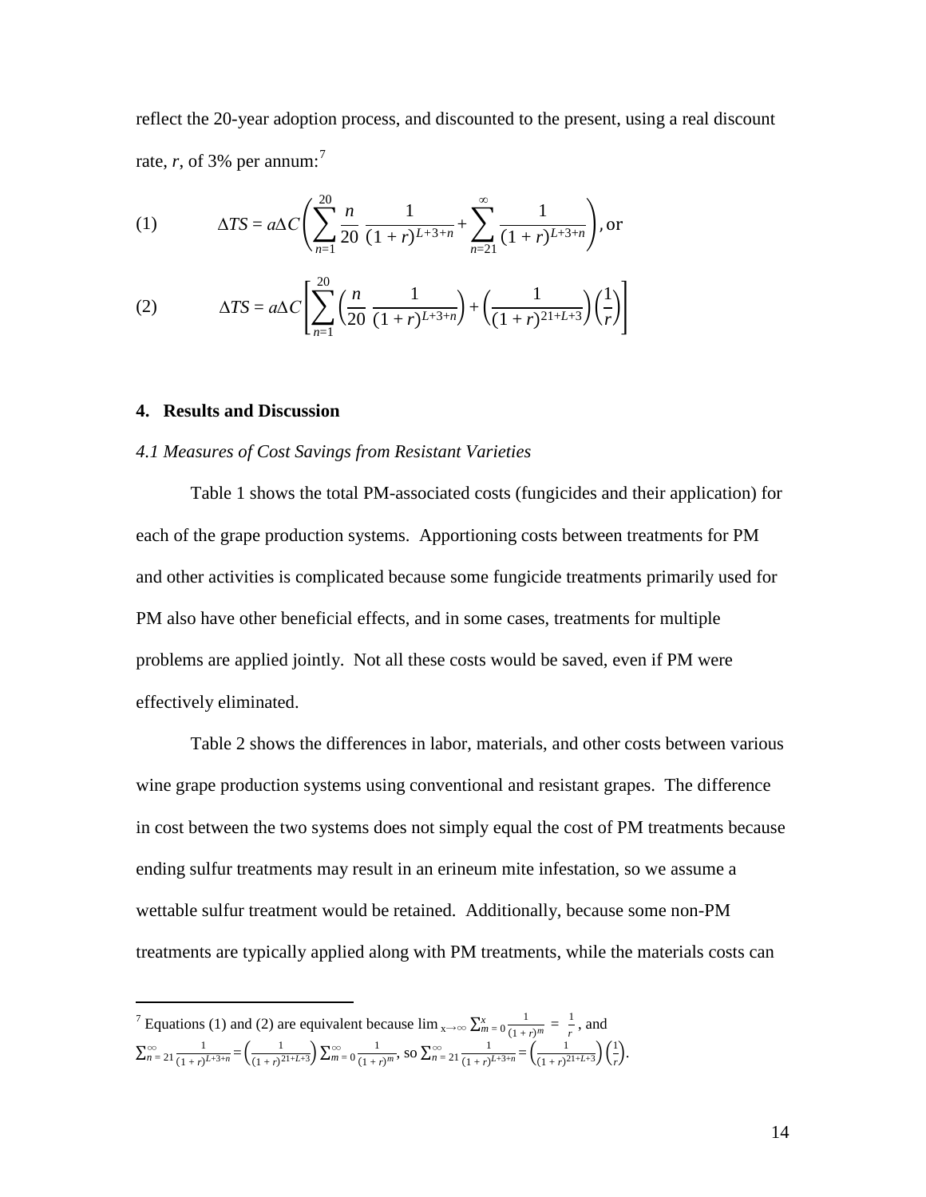reflect the 20-year adoption process, and discounted to the present, using a real discount rate, $r$, of 3% per annum:[7]

$$
(1) \qquad \Delta TS = a\Delta C\left(\sum_{n=1}^{20} \frac{n}{20}\,\frac{1}{(1+r)^{L+3+n}} + \sum_{n=21}^{\infty} \frac{1}{(1+r)^{L+3+n}}\right), \text{or}
$$

$$
(2) \qquad \Delta TS = a\Delta C\left[\sum_{n=1}^{20}\left(\frac{n}{20}\,\frac{1}{(1+r)^{L+3+n}}\right) + \left(\frac{1}{(1+r)^{21+L+3}}\right)\left(\frac{1}{r}\right)\right]
$$

## 4. Results and Discussion

### *4.1 Measures of Cost Savings from Resistant Varieties*

Table 1 shows the total PM-associated costs (fungicides and their application) for each of the grape production systems. Apportioning costs between treatments for PM and other activities is complicated because some fungicide treatments primarily used for PM also have other beneficial effects, and in some cases, treatments for multiple problems are applied jointly. Not all these costs would be saved, even if PM were effectively eliminated.

Table 2 shows the differences in labor, materials, and other costs between various wine grape production systems using conventional and resistant grapes. The difference in cost between the two systems does not simply equal the cost of PM treatments because ending sulfur treatments may result in an erineum mite infestation, so we assume a wettable sulfur treatment would be retained. Additionally, because some non-PM treatments are typically applied along with PM treatments, while the materials costs can

---

[7] Equations (1) and (2) are equivalent because $\lim_{x\to\infty} \sum_{m=0}^{x} \frac{1}{(1+r)^m} = \frac{1}{r}$, and $\sum_{n=21}^{\infty} \frac{1}{(1+r)^{L+3+n}} = \left(\frac{1}{(1+r)^{21+L+3}}\right) \sum_{m=0}^{\infty} \frac{1}{(1+r)^m}$, so $\sum_{n=21}^{\infty} \frac{1}{(1+r)^{L+3+n}} = \left(\frac{1}{(1+r)^{21+L+3}}\right)\left(\frac{1}{r}\right)$.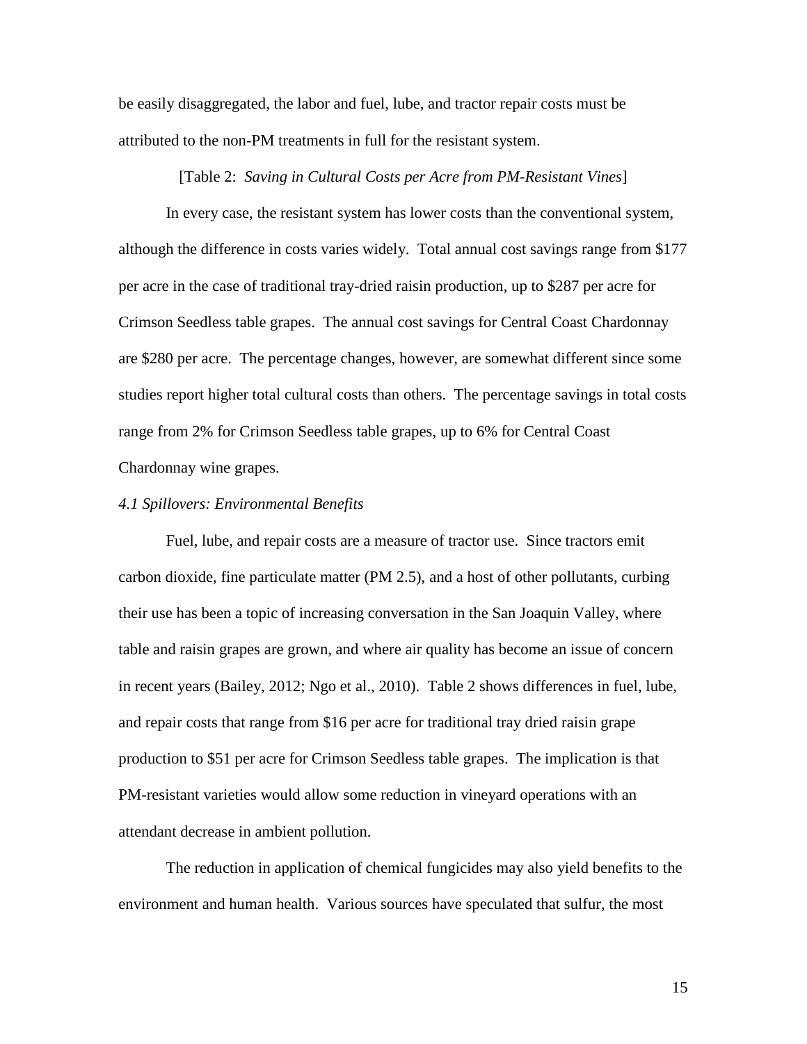be easily disaggregated, the labor and fuel, lube, and tractor repair costs must be attributed to the non-PM treatments in full for the resistant system.

[Table 2: *Saving in Cultural Costs per Acre from PM-Resistant Vines*]

In every case, the resistant system has lower costs than the conventional system, although the difference in costs varies widely. Total annual cost savings range from \$177 per acre in the case of traditional tray-dried raisin production, up to \$287 per acre for Crimson Seedless table grapes. The annual cost savings for Central Coast Chardonnay are \$280 per acre. The percentage changes, however, are somewhat different since some studies report higher total cultural costs than others. The percentage savings in total costs range from 2% for Crimson Seedless table grapes, up to 6% for Central Coast Chardonnay wine grapes.

*4.1 Spillovers: Environmental Benefits*

Fuel, lube, and repair costs are a measure of tractor use. Since tractors emit carbon dioxide, fine particulate matter (PM 2.5), and a host of other pollutants, curbing their use has been a topic of increasing conversation in the San Joaquin Valley, where table and raisin grapes are grown, and where air quality has become an issue of concern in recent years (Bailey, 2012; Ngo et al., 2010). Table 2 shows differences in fuel, lube, and repair costs that range from \$16 per acre for traditional tray dried raisin grape production to \$51 per acre for Crimson Seedless table grapes. The implication is that PM-resistant varieties would allow some reduction in vineyard operations with an attendant decrease in ambient pollution.

The reduction in application of chemical fungicides may also yield benefits to the environment and human health. Various sources have speculated that sulfur, the most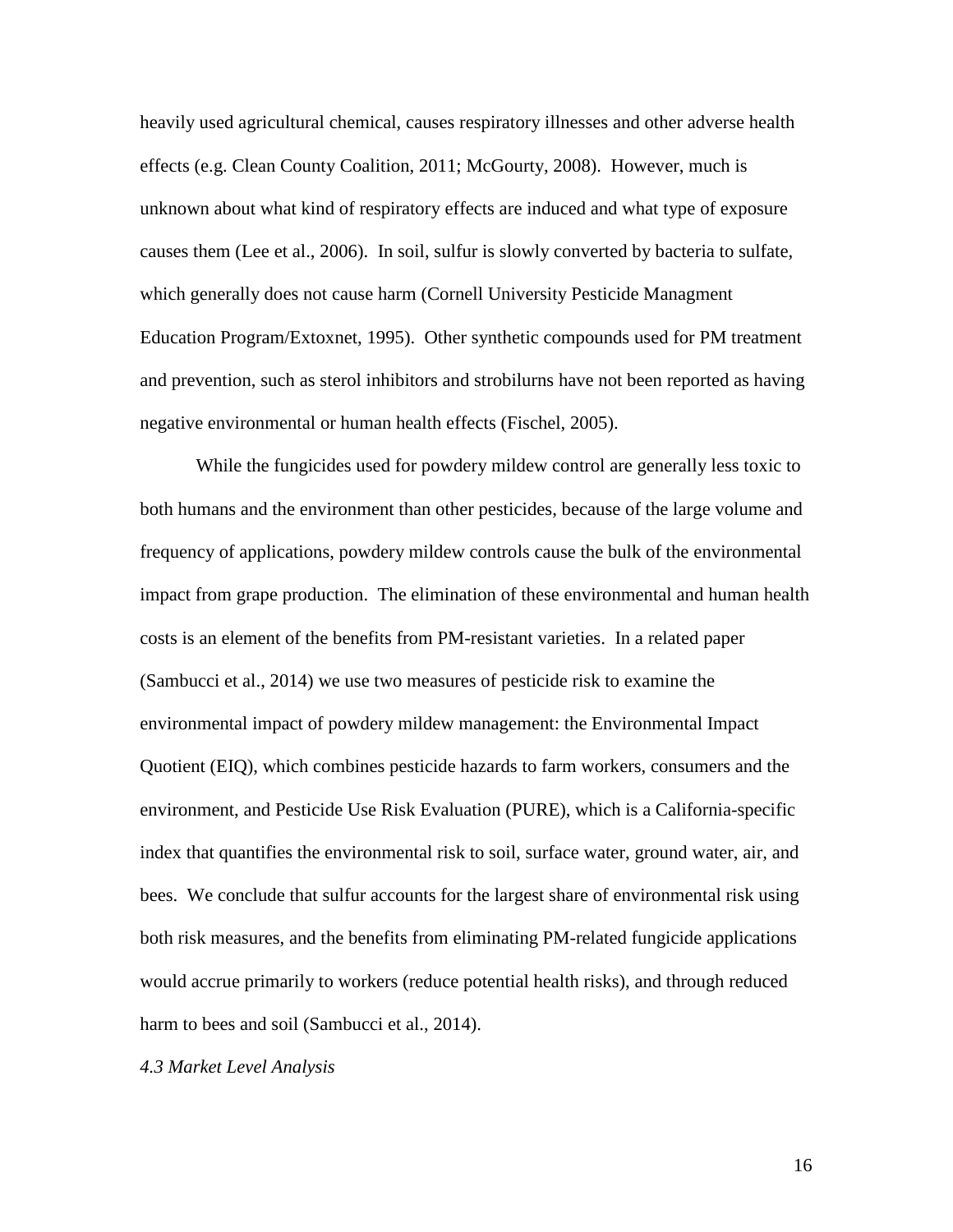heavily used agricultural chemical, causes respiratory illnesses and other adverse health effects (e.g. Clean County Coalition, 2011; McGourty, 2008). However, much is unknown about what kind of respiratory effects are induced and what type of exposure causes them (Lee et al., 2006). In soil, sulfur is slowly converted by bacteria to sulfate, which generally does not cause harm (Cornell University Pesticide Managment Education Program/Extoxnet, 1995). Other synthetic compounds used for PM treatment and prevention, such as sterol inhibitors and strobilurns have not been reported as having negative environmental or human health effects (Fischel, 2005).

While the fungicides used for powdery mildew control are generally less toxic to both humans and the environment than other pesticides, because of the large volume and frequency of applications, powdery mildew controls cause the bulk of the environmental impact from grape production. The elimination of these environmental and human health costs is an element of the benefits from PM-resistant varieties. In a related paper (Sambucci et al., 2014) we use two measures of pesticide risk to examine the environmental impact of powdery mildew management: the Environmental Impact Quotient (EIQ), which combines pesticide hazards to farm workers, consumers and the environment, and Pesticide Use Risk Evaluation (PURE), which is a California-specific index that quantifies the environmental risk to soil, surface water, ground water, air, and bees. We conclude that sulfur accounts for the largest share of environmental risk using both risk measures, and the benefits from eliminating PM-related fungicide applications would accrue primarily to workers (reduce potential health risks), and through reduced harm to bees and soil (Sambucci et al., 2014).

### *4.3 Market Level Analysis*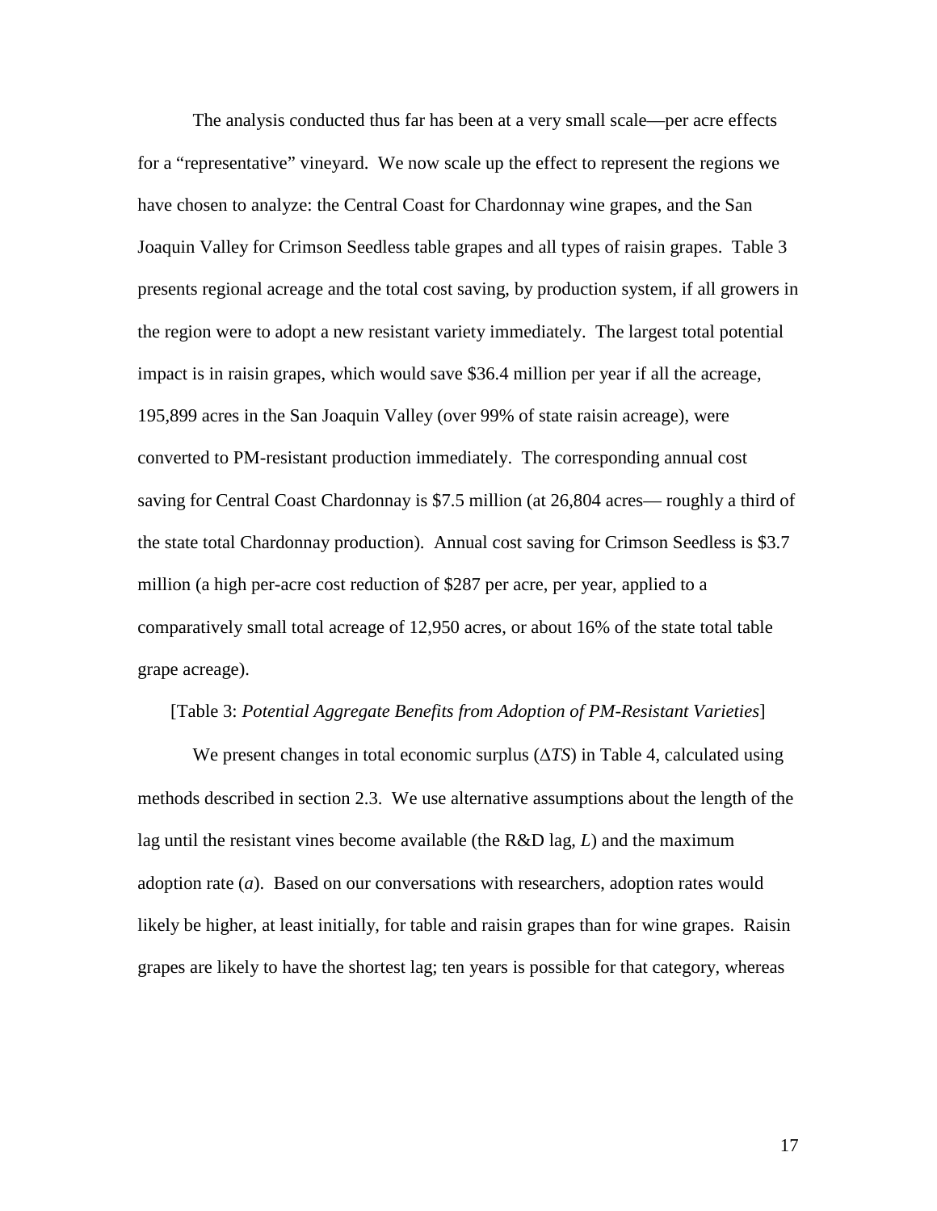The analysis conducted thus far has been at a very small scale—per acre effects for a "representative" vineyard. We now scale up the effect to represent the regions we have chosen to analyze: the Central Coast for Chardonnay wine grapes, and the San Joaquin Valley for Crimson Seedless table grapes and all types of raisin grapes. Table 3 presents regional acreage and the total cost saving, by production system, if all growers in the region were to adopt a new resistant variety immediately. The largest total potential impact is in raisin grapes, which would save \$36.4 million per year if all the acreage, 195,899 acres in the San Joaquin Valley (over 99% of state raisin acreage), were converted to PM-resistant production immediately. The corresponding annual cost saving for Central Coast Chardonnay is \$7.5 million (at 26,804 acres— roughly a third of the state total Chardonnay production). Annual cost saving for Crimson Seedless is \$3.7 million (a high per-acre cost reduction of \$287 per acre, per year, applied to a comparatively small total acreage of 12,950 acres, or about 16% of the state total table grape acreage).

[Table 3: *Potential Aggregate Benefits from Adoption of PM-Resistant Varieties*]

We present changes in total economic surplus ($\Delta TS$) in Table 4, calculated using methods described in section 2.3. We use alternative assumptions about the length of the lag until the resistant vines become available (the R&D lag, $L$) and the maximum adoption rate ($a$). Based on our conversations with researchers, adoption rates would likely be higher, at least initially, for table and raisin grapes than for wine grapes. Raisin grapes are likely to have the shortest lag; ten years is possible for that category, whereas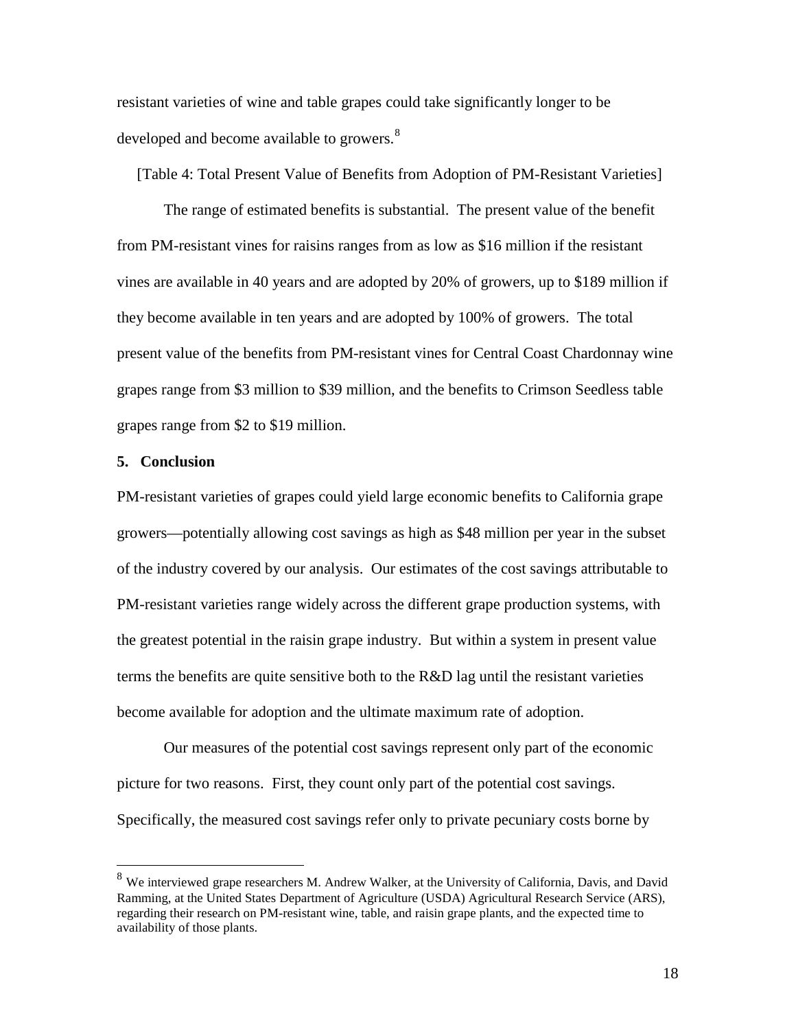resistant varieties of wine and table grapes could take significantly longer to be developed and become available to growers.[8]

[Table 4: Total Present Value of Benefits from Adoption of PM-Resistant Varieties]

The range of estimated benefits is substantial. The present value of the benefit from PM-resistant vines for raisins ranges from as low as $16 million if the resistant vines are available in 40 years and are adopted by 20% of growers, up to $189 million if they become available in ten years and are adopted by 100% of growers. The total present value of the benefits from PM-resistant vines for Central Coast Chardonnay wine grapes range from $3 million to $39 million, and the benefits to Crimson Seedless table grapes range from $2 to $19 million.

## 5. Conclusion

PM-resistant varieties of grapes could yield large economic benefits to California grape growers—potentially allowing cost savings as high as $48 million per year in the subset of the industry covered by our analysis. Our estimates of the cost savings attributable to PM-resistant varieties range widely across the different grape production systems, with the greatest potential in the raisin grape industry. But within a system in present value terms the benefits are quite sensitive both to the R&D lag until the resistant varieties become available for adoption and the ultimate maximum rate of adoption.

Our measures of the potential cost savings represent only part of the economic picture for two reasons. First, they count only part of the potential cost savings. Specifically, the measured cost savings refer only to private pecuniary costs borne by

[8] We interviewed grape researchers M. Andrew Walker, at the University of California, Davis, and David Ramming, at the United States Department of Agriculture (USDA) Agricultural Research Service (ARS), regarding their research on PM-resistant wine, table, and raisin grape plants, and the expected time to availability of those plants.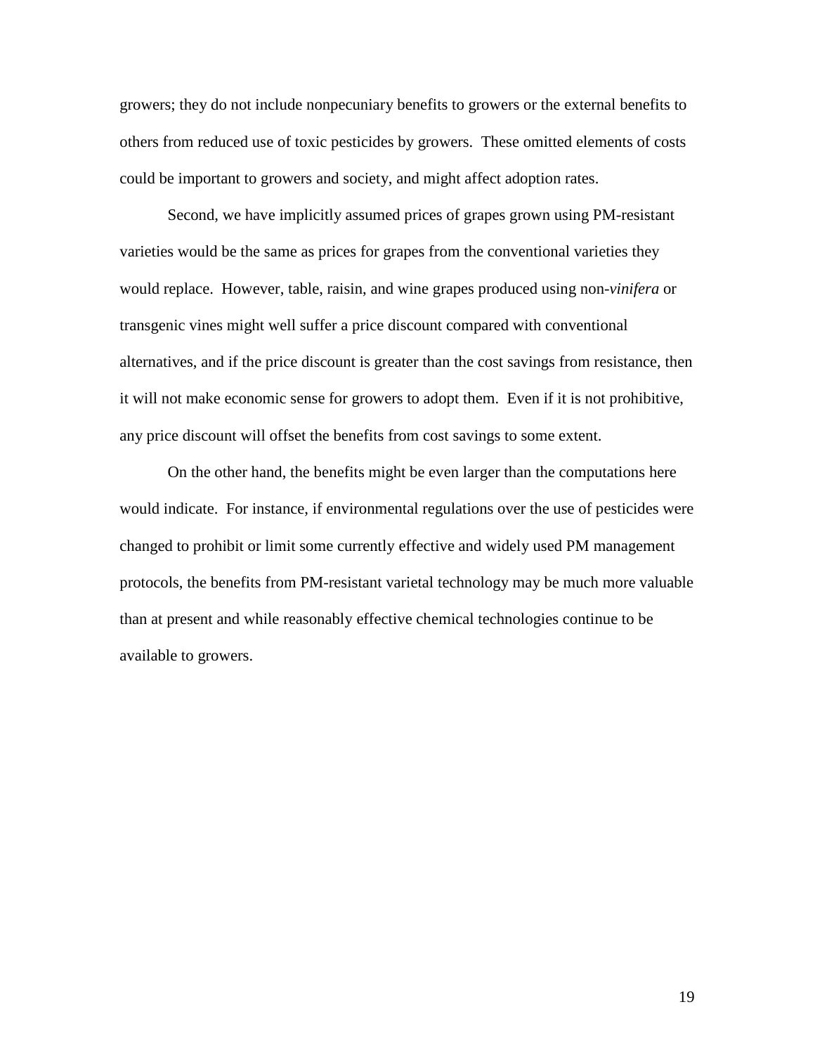growers; they do not include nonpecuniary benefits to growers or the external benefits to others from reduced use of toxic pesticides by growers.  These omitted elements of costs could be important to growers and society, and might affect adoption rates.

Second, we have implicitly assumed prices of grapes grown using PM-resistant varieties would be the same as prices for grapes from the conventional varieties they would replace.  However, table, raisin, and wine grapes produced using non-*vinifera* or transgenic vines might well suffer a price discount compared with conventional alternatives, and if the price discount is greater than the cost savings from resistance, then it will not make economic sense for growers to adopt them.  Even if it is not prohibitive, any price discount will offset the benefits from cost savings to some extent.

On the other hand, the benefits might be even larger than the computations here would indicate.  For instance, if environmental regulations over the use of pesticides were changed to prohibit or limit some currently effective and widely used PM management protocols, the benefits from PM-resistant varietal technology may be much more valuable than at present and while reasonably effective chemical technologies continue to be available to growers.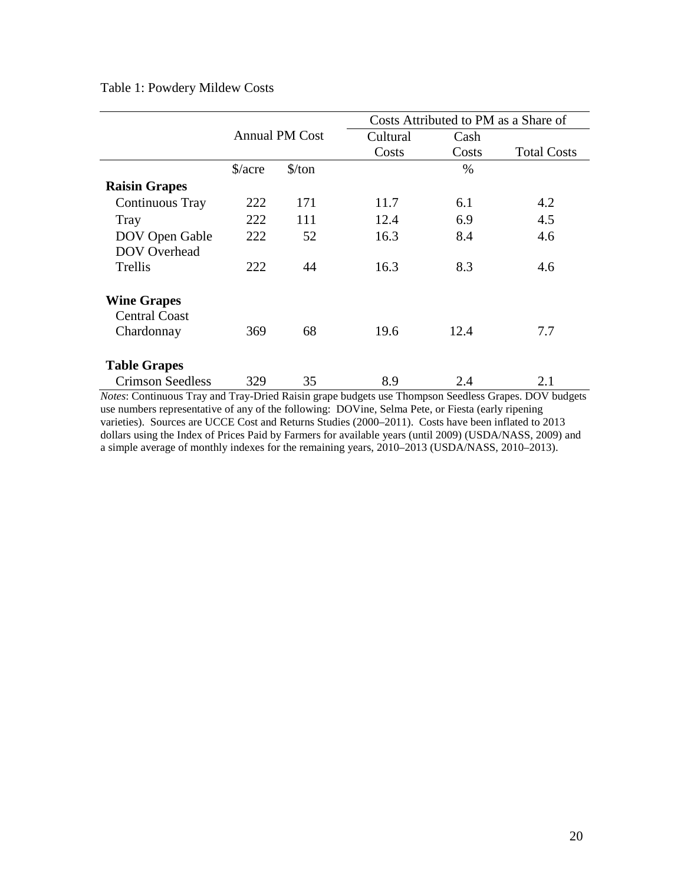Table 1: Powdery Mildew Costs

| | Annual PM Cost | | Costs Attributed to PM as a Share of | | |
|---|---|---|---|---|---|
| | | | Cultural Costs | Cash Costs | Total Costs |
| | $/acre | $/ton | | % | |
| **Raisin Grapes** | | | | | |
| Continuous Tray | 222 | 171 | 11.7 | 6.1 | 4.2 |
| Tray | 222 | 111 | 12.4 | 6.9 | 4.5 |
| DOV Open Gable | 222 | 52 | 16.3 | 8.4 | 4.6 |
| DOV Overhead Trellis | 222 | 44 | 16.3 | 8.3 | 4.6 |
| **Wine Grapes** | | | | | |
| Central Coast Chardonnay | 369 | 68 | 19.6 | 12.4 | 7.7 |
| **Table Grapes** | | | | | |
| Crimson Seedless | 329 | 35 | 8.9 | 2.4 | 2.1 |

*Notes*: Continuous Tray and Tray-Dried Raisin grape budgets use Thompson Seedless Grapes. DOV budgets use numbers representative of any of the following: DOVine, Selma Pete, or Fiesta (early ripening varieties). Sources are UCCE Cost and Returns Studies (2000–2011). Costs have been inflated to 2013 dollars using the Index of Prices Paid by Farmers for available years (until 2009) (USDA/NASS, 2009) and a simple average of monthly indexes for the remaining years, 2010–2013 (USDA/NASS, 2010–2013).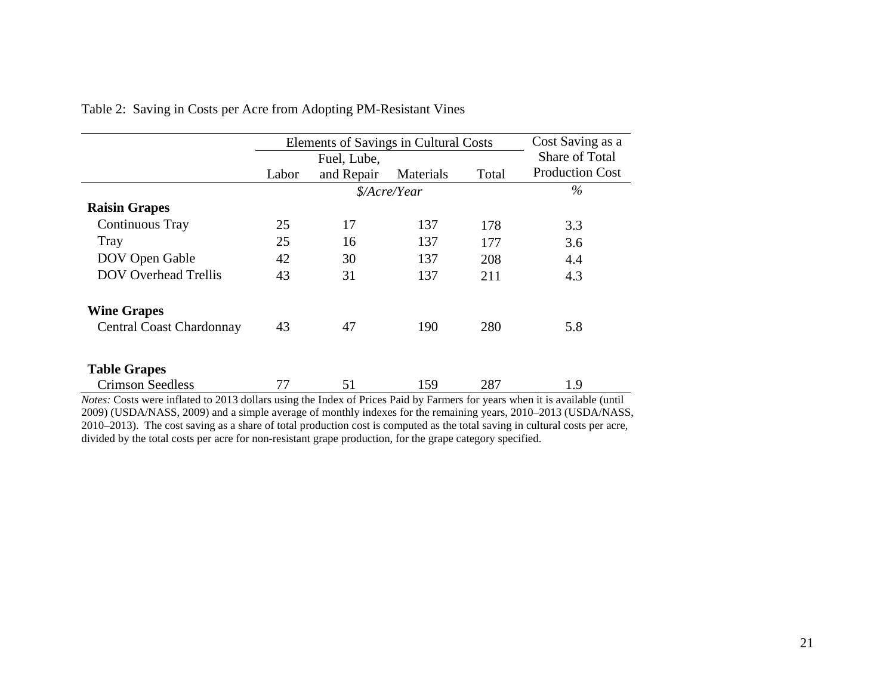Table 2: Saving in Costs per Acre from Adopting PM-Resistant Vines

| | Elements of Savings in Cultural Costs | | | | Cost Saving as a Share of Total Production Cost |
|---|---|---|---|---|---|
| | Labor | Fuel, Lube, and Repair | Materials | Total | |
| | *$/Acre/Year* | | | | *%* |
| **Raisin Grapes** | | | | | |
| Continuous Tray | 25 | 17 | 137 | 178 | 3.3 |
| Tray | 25 | 16 | 137 | 177 | 3.6 |
| DOV Open Gable | 42 | 30 | 137 | 208 | 4.4 |
| DOV Overhead Trellis | 43 | 31 | 137 | 211 | 4.3 |
| **Wine Grapes** | | | | | |
| Central Coast Chardonnay | 43 | 47 | 190 | 280 | 5.8 |
| **Table Grapes** | | | | | |
| Crimson Seedless | 77 | 51 | 159 | 287 | 1.9 |

*Notes:* Costs were inflated to 2013 dollars using the Index of Prices Paid by Farmers for years when it is available (until 2009) (USDA/NASS, 2009) and a simple average of monthly indexes for the remaining years, 2010–2013 (USDA/NASS, 2010–2013). The cost saving as a share of total production cost is computed as the total saving in cultural costs per acre, divided by the total costs per acre for non-resistant grape production, for the grape category specified.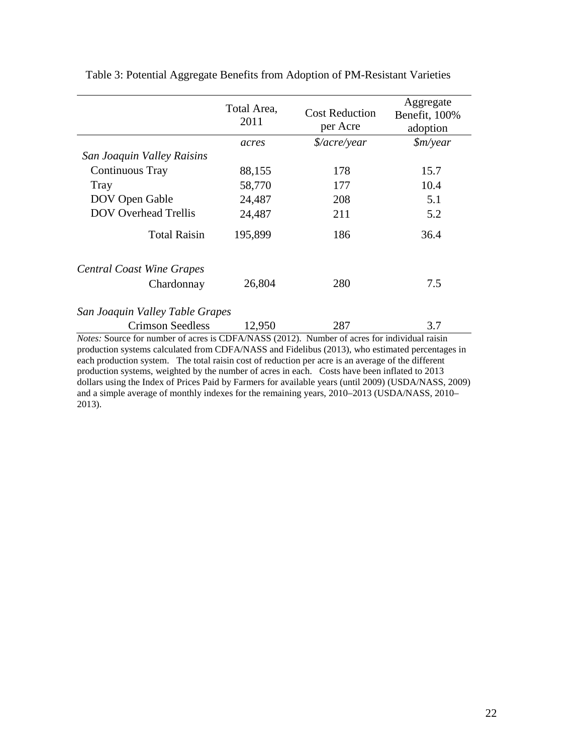Table 3: Potential Aggregate Benefits from Adoption of PM-Resistant Varieties

| | Total Area, 2011 | Cost Reduction per Acre | Aggregate Benefit, 100% adoption |
|---|---|---|---|
| | *acres* | *$/acre/year* | *$m/year* |
| *San Joaquin Valley Raisins* | | | |
| Continuous Tray | 88,155 | 178 | 15.7 |
| Tray | 58,770 | 177 | 10.4 |
| DOV Open Gable | 24,487 | 208 | 5.1 |
| DOV Overhead Trellis | 24,487 | 211 | 5.2 |
| Total Raisin | 195,899 | 186 | 36.4 |
| *Central Coast Wine Grapes* | | | |
| Chardonnay | 26,804 | 280 | 7.5 |
| *San Joaquin Valley Table Grapes* | | | |
| Crimson Seedless | 12,950 | 287 | 3.7 |

*Notes:* Source for number of acres is CDFA/NASS (2012). Number of acres for individual raisin production systems calculated from CDFA/NASS and Fidelibus (2013), who estimated percentages in each production system. The total raisin cost of reduction per acre is an average of the different production systems, weighted by the number of acres in each. Costs have been inflated to 2013 dollars using the Index of Prices Paid by Farmers for available years (until 2009) (USDA/NASS, 2009) and a simple average of monthly indexes for the remaining years, 2010–2013 (USDA/NASS, 2010–2013).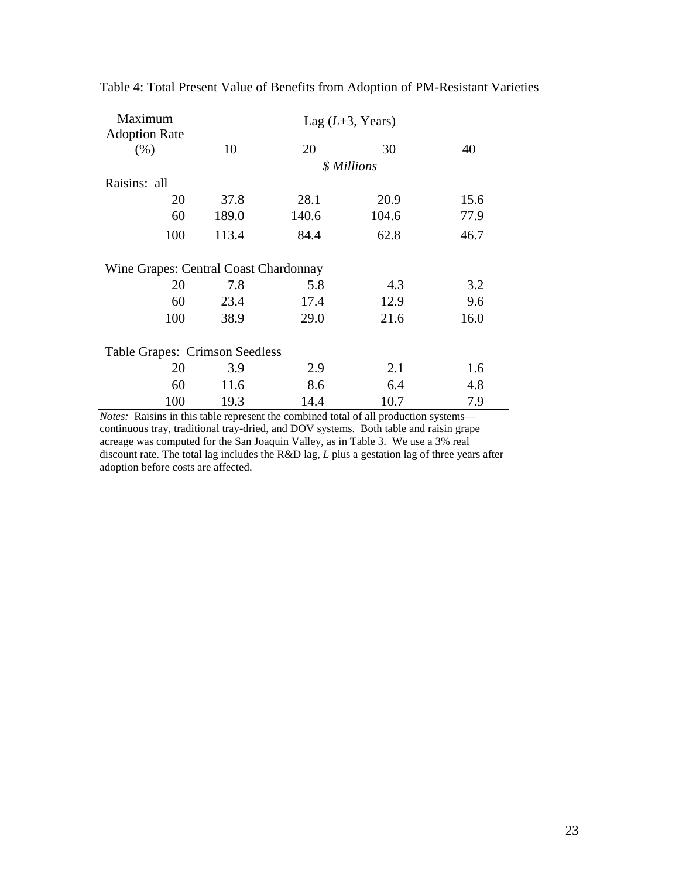Table 4: Total Present Value of Benefits from Adoption of PM-Resistant Varieties

| Maximum Adoption Rate (%) | Lag ($L$+3, Years) 10 | 20 | 30 | 40 |
|---|---|---|---|---|
| | *$ Millions* | | | |
| Raisins: all | | | | |
| 20 | 37.8 | 28.1 | 20.9 | 15.6 |
| 60 | 189.0 | 140.6 | 104.6 | 77.9 |
| 100 | 113.4 | 84.4 | 62.8 | 46.7 |
| Wine Grapes: Central Coast Chardonnay | | | | |
| 20 | 7.8 | 5.8 | 4.3 | 3.2 |
| 60 | 23.4 | 17.4 | 12.9 | 9.6 |
| 100 | 38.9 | 29.0 | 21.6 | 16.0 |
| Table Grapes: Crimson Seedless | | | | |
| 20 | 3.9 | 2.9 | 2.1 | 1.6 |
| 60 | 11.6 | 8.6 | 6.4 | 4.8 |
| 100 | 19.3 | 14.4 | 10.7 | 7.9 |

*Notes:* Raisins in this table represent the combined total of all production systems—continuous tray, traditional tray-dried, and DOV systems. Both table and raisin grape acreage was computed for the San Joaquin Valley, as in Table 3. We use a 3% real discount rate. The total lag includes the R&D lag, $L$ plus a gestation lag of three years after adoption before costs are affected.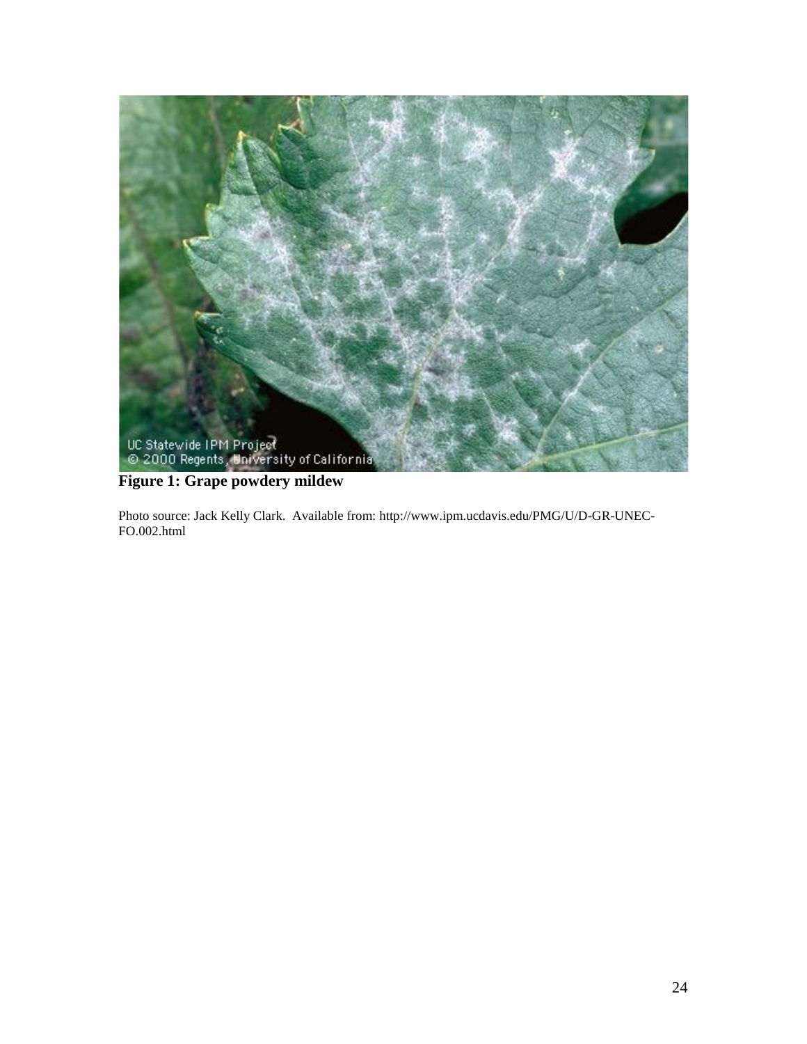**Figure 1: Grape powdery mildew**

Photo source: Jack Kelly Clark. Available from: http://www.ipm.ucdavis.edu/PMG/U/D-GR-UNEC-FO.002.html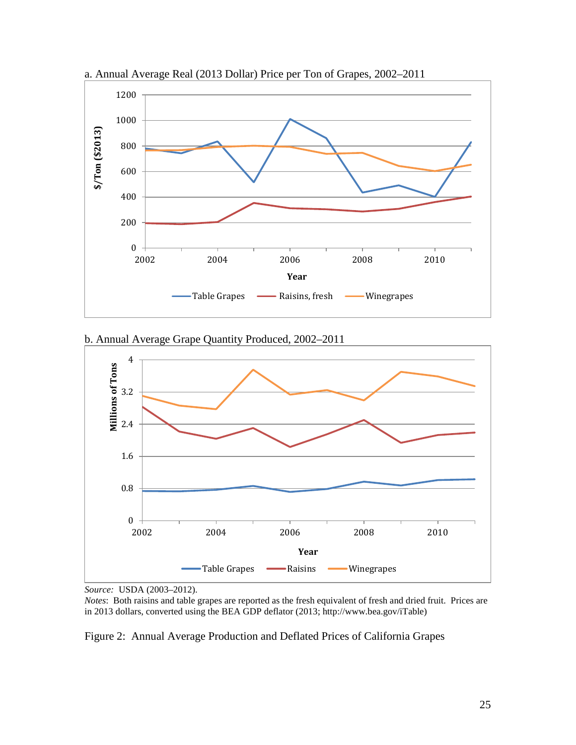a. Annual Average Real (2013 Dollar) Price per Ton of Grapes, 2002–2011

b. Annual Average Grape Quantity Produced, 2002–2011

*Source:* USDA (2003–2012).

*Notes*: Both raisins and table grapes are reported as the fresh equivalent of fresh and dried fruit. Prices are in 2013 dollars, converted using the BEA GDP deflator (2013; http://www.bea.gov/iTable)

Figure 2: Annual Average Production and Deflated Prices of California Grapes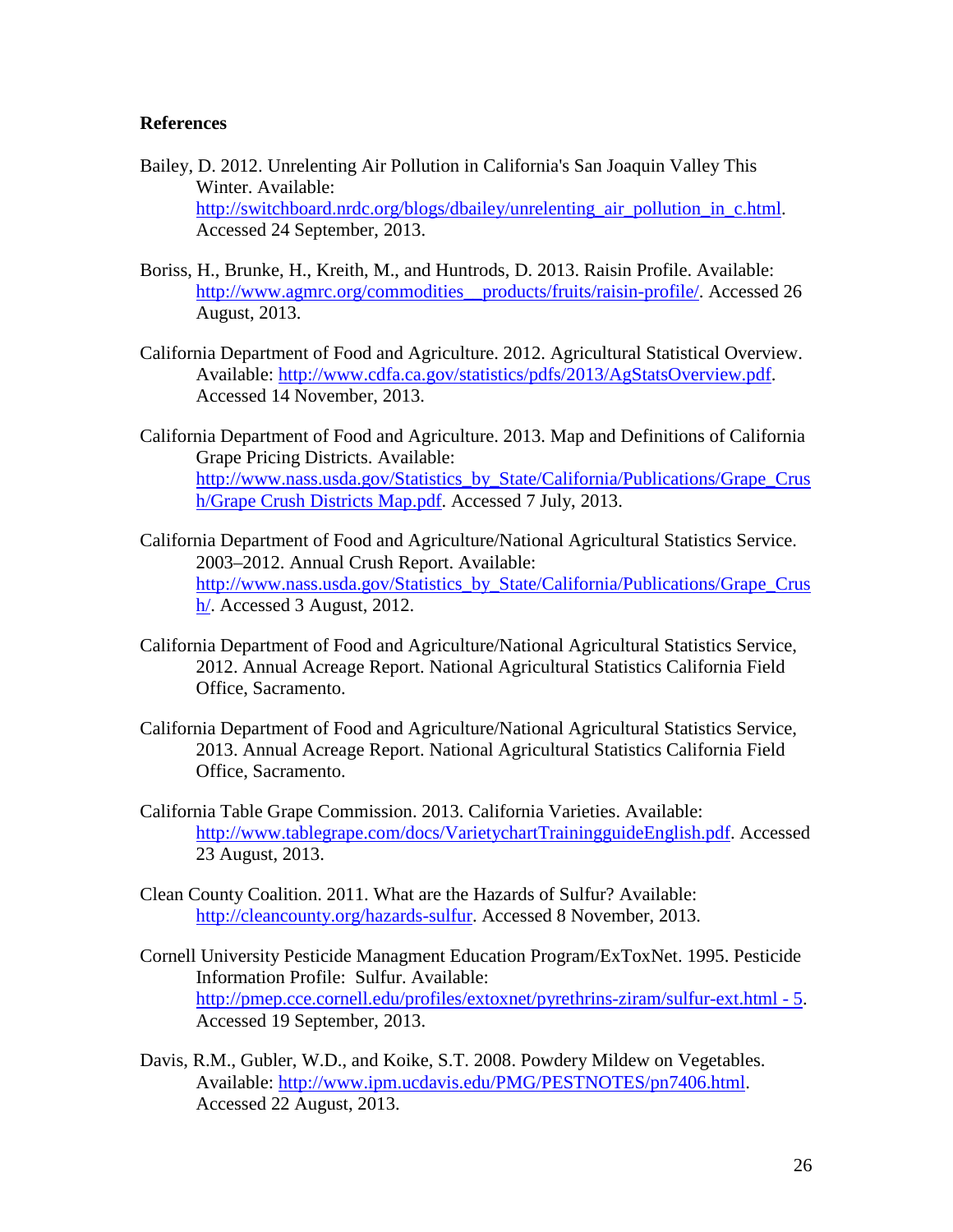**References**

Bailey, D. 2012. Unrelenting Air Pollution in California's San Joaquin Valley This Winter. Available: http://switchboard.nrdc.org/blogs/dbailey/unrelenting_air_pollution_in_c.html. Accessed 24 September, 2013.

Boriss, H., Brunke, H., Kreith, M., and Huntrods, D. 2013. Raisin Profile. Available: http://www.agmrc.org/commodities__products/fruits/raisin-profile/. Accessed 26 August, 2013.

California Department of Food and Agriculture. 2012. Agricultural Statistical Overview. Available: http://www.cdfa.ca.gov/statistics/pdfs/2013/AgStatsOverview.pdf. Accessed 14 November, 2013.

California Department of Food and Agriculture. 2013. Map and Definitions of California Grape Pricing Districts. Available: http://www.nass.usda.gov/Statistics_by_State/California/Publications/Grape_Crush/Grape Crush Districts Map.pdf. Accessed 7 July, 2013.

California Department of Food and Agriculture/National Agricultural Statistics Service. 2003–2012. Annual Crush Report. Available: http://www.nass.usda.gov/Statistics_by_State/California/Publications/Grape_Crush/. Accessed 3 August, 2012.

California Department of Food and Agriculture/National Agricultural Statistics Service, 2012. Annual Acreage Report. National Agricultural Statistics California Field Office, Sacramento.

California Department of Food and Agriculture/National Agricultural Statistics Service, 2013. Annual Acreage Report. National Agricultural Statistics California Field Office, Sacramento.

California Table Grape Commission. 2013. California Varieties. Available: http://www.tablegrape.com/docs/VarietychartTrainingguideEnglish.pdf. Accessed 23 August, 2013.

Clean County Coalition. 2011. What are the Hazards of Sulfur? Available: http://cleancounty.org/hazards-sulfur. Accessed 8 November, 2013.

Cornell University Pesticide Managment Education Program/ExToxNet. 1995. Pesticide Information Profile: Sulfur. Available: http://pmep.cce.cornell.edu/profiles/extoxnet/pyrethrins-ziram/sulfur-ext.html - 5. Accessed 19 September, 2013.

Davis, R.M., Gubler, W.D., and Koike, S.T. 2008. Powdery Mildew on Vegetables. Available: http://www.ipm.ucdavis.edu/PMG/PESTNOTES/pn7406.html. Accessed 22 August, 2013.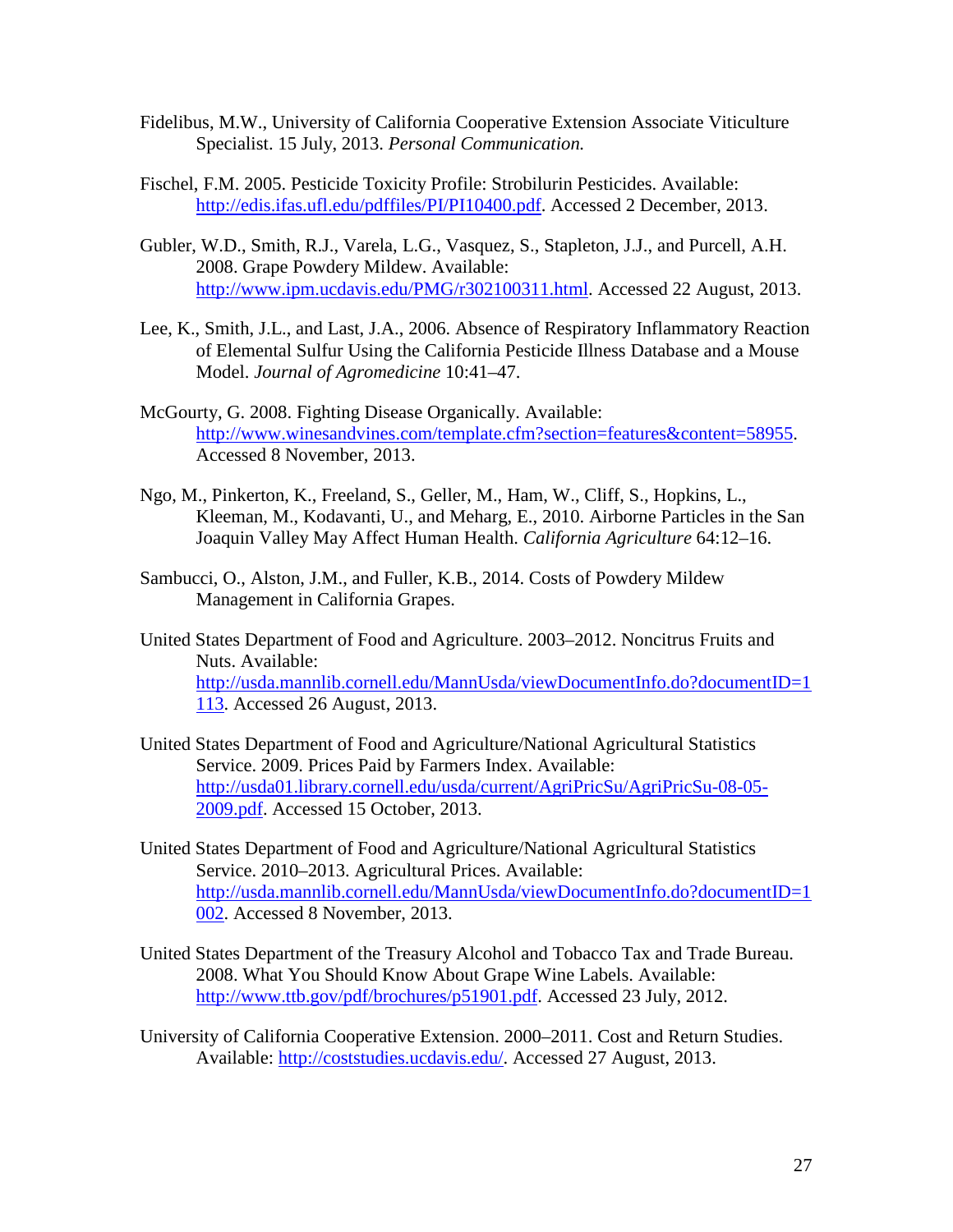Fidelibus, M.W., University of California Cooperative Extension Associate Viticulture Specialist. 15 July, 2013. *Personal Communication.*

Fischel, F.M. 2005. Pesticide Toxicity Profile: Strobilurin Pesticides. Available: http://edis.ifas.ufl.edu/pdffiles/PI/PI10400.pdf. Accessed 2 December, 2013.

Gubler, W.D., Smith, R.J., Varela, L.G., Vasquez, S., Stapleton, J.J., and Purcell, A.H. 2008. Grape Powdery Mildew. Available: http://www.ipm.ucdavis.edu/PMG/r302100311.html. Accessed 22 August, 2013.

Lee, K., Smith, J.L., and Last, J.A., 2006. Absence of Respiratory Inflammatory Reaction of Elemental Sulfur Using the California Pesticide Illness Database and a Mouse Model. *Journal of Agromedicine* 10:41–47.

McGourty, G. 2008. Fighting Disease Organically. Available: http://www.winesandvines.com/template.cfm?section=features&content=58955. Accessed 8 November, 2013.

Ngo, M., Pinkerton, K., Freeland, S., Geller, M., Ham, W., Cliff, S., Hopkins, L., Kleeman, M., Kodavanti, U., and Meharg, E., 2010. Airborne Particles in the San Joaquin Valley May Affect Human Health. *California Agriculture* 64:12–16.

Sambucci, O., Alston, J.M., and Fuller, K.B., 2014. Costs of Powdery Mildew Management in California Grapes.

United States Department of Food and Agriculture. 2003–2012. Noncitrus Fruits and Nuts. Available: http://usda.mannlib.cornell.edu/MannUsda/viewDocumentInfo.do?documentID=1113. Accessed 26 August, 2013.

United States Department of Food and Agriculture/National Agricultural Statistics Service. 2009. Prices Paid by Farmers Index. Available: http://usda01.library.cornell.edu/usda/current/AgriPricSu/AgriPricSu-08-05-2009.pdf. Accessed 15 October, 2013.

United States Department of Food and Agriculture/National Agricultural Statistics Service. 2010–2013. Agricultural Prices. Available: http://usda.mannlib.cornell.edu/MannUsda/viewDocumentInfo.do?documentID=1002. Accessed 8 November, 2013.

United States Department of the Treasury Alcohol and Tobacco Tax and Trade Bureau. 2008. What You Should Know About Grape Wine Labels. Available: http://www.ttb.gov/pdf/brochures/p51901.pdf. Accessed 23 July, 2012.

University of California Cooperative Extension. 2000–2011. Cost and Return Studies. Available: http://coststudies.ucdavis.edu/. Accessed 27 August, 2013.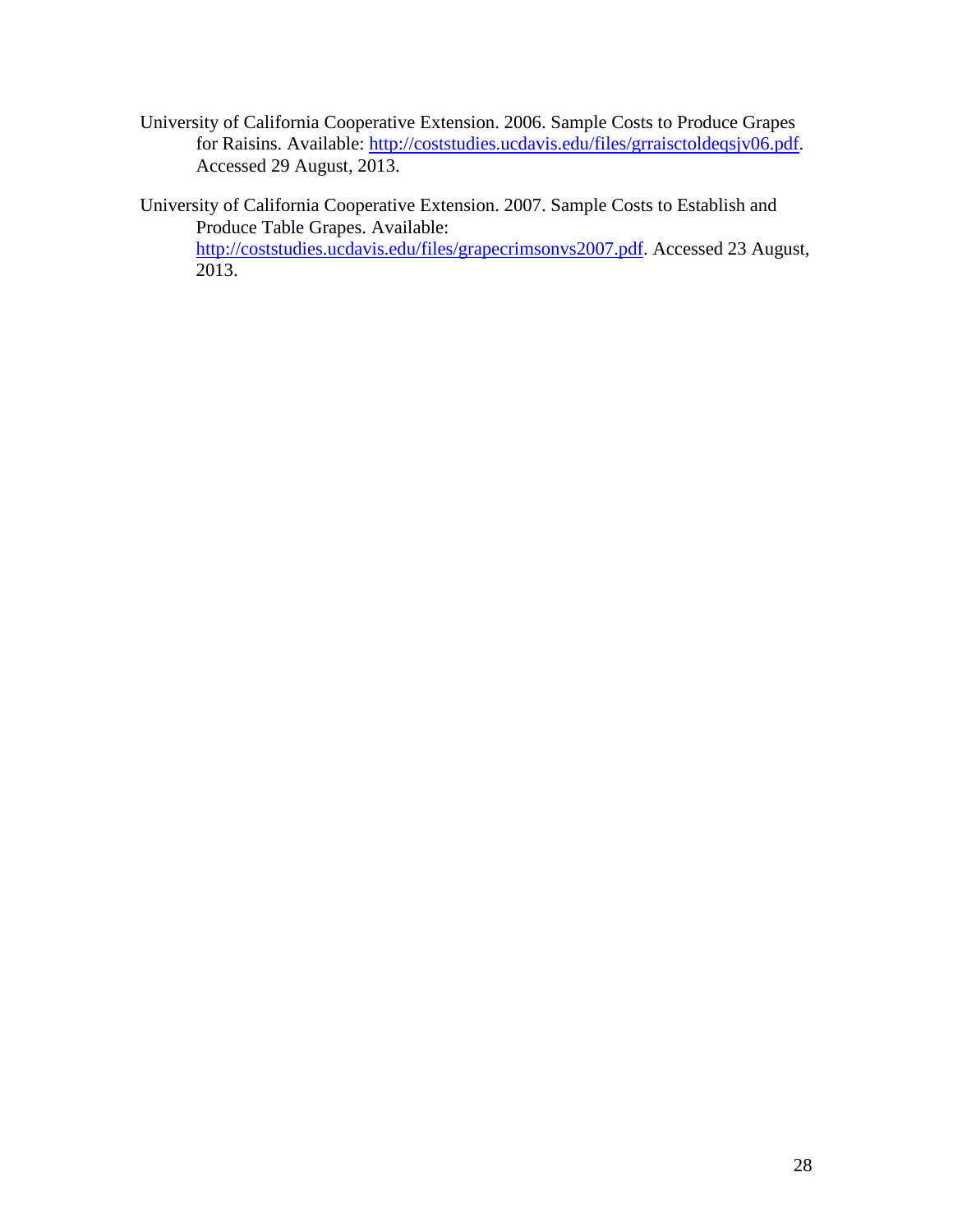University of California Cooperative Extension. 2006. Sample Costs to Produce Grapes for Raisins. Available: [http://coststudies.ucdavis.edu/files/grraisctoldeqsjv06.pdf](http://coststudies.ucdavis.edu/files/grraisctoldeqsjv06.pdf). Accessed 29 August, 2013.

University of California Cooperative Extension. 2007. Sample Costs to Establish and Produce Table Grapes. Available: [http://coststudies.ucdavis.edu/files/grapecrimsonvs2007.pdf](http://coststudies.ucdavis.edu/files/grapecrimsonvs2007.pdf). Accessed 23 August, 2013.